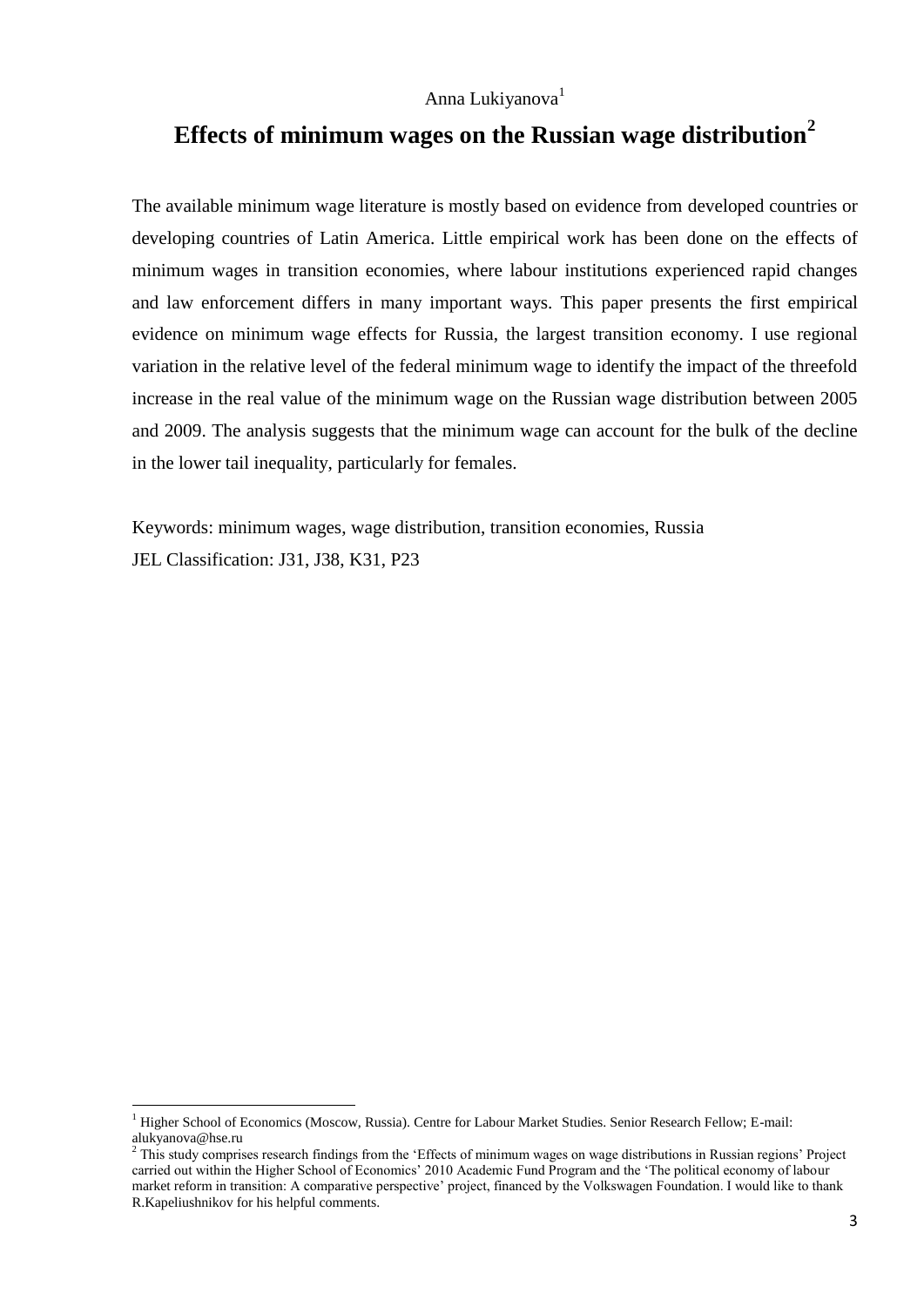Anna Lukiyanova[1]

# Effects of minimum wages on the Russian wage distribution[2]

The available minimum wage literature is mostly based on evidence from developed countries or developing countries of Latin America. Little empirical work has been done on the effects of minimum wages in transition economies, where labour institutions experienced rapid changes and law enforcement differs in many important ways. This paper presents the first empirical evidence on minimum wage effects for Russia, the largest transition economy. I use regional variation in the relative level of the federal minimum wage to identify the impact of the threefold increase in the real value of the minimum wage on the Russian wage distribution between 2005 and 2009. The analysis suggests that the minimum wage can account for the bulk of the decline in the lower tail inequality, particularly for females.

Keywords: minimum wages, wage distribution, transition economies, Russia

JEL Classification: J31, J38, K31, P23

[1] Higher School of Economics (Moscow, Russia). Centre for Labour Market Studies. Senior Research Fellow; E-mail: alukyanova@hse.ru

[2] This study comprises research findings from the 'Effects of minimum wages on wage distributions in Russian regions' Project carried out within the Higher School of Economics' 2010 Academic Fund Program and the 'The political economy of labour market reform in transition: A comparative perspective' project, financed by the Volkswagen Foundation. I would like to thank R.Kapeliushnikov for his helpful comments.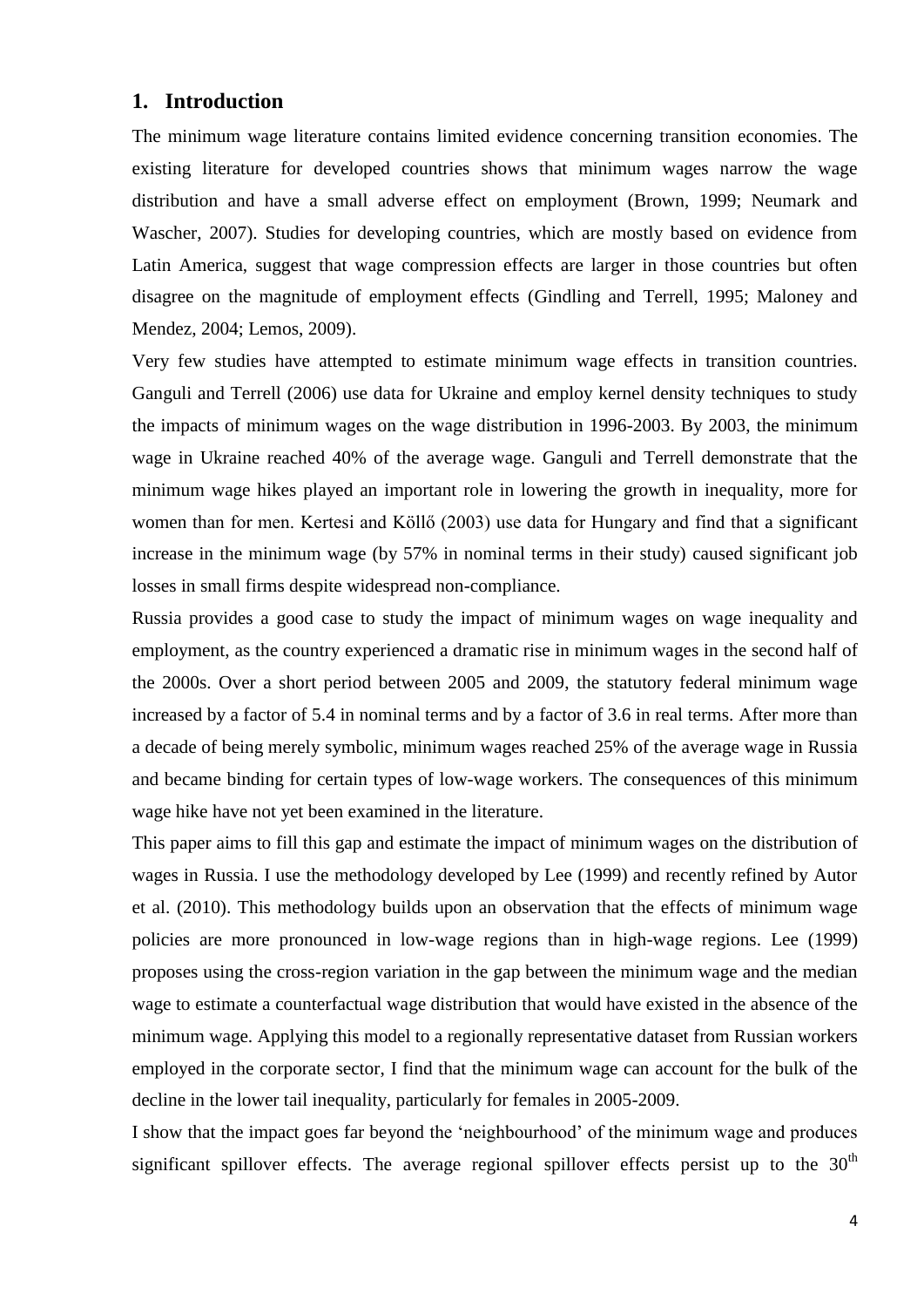## 1. Introduction

The minimum wage literature contains limited evidence concerning transition economies. The existing literature for developed countries shows that minimum wages narrow the wage distribution and have a small adverse effect on employment (Brown, 1999; Neumark and Wascher, 2007). Studies for developing countries, which are mostly based on evidence from Latin America, suggest that wage compression effects are larger in those countries but often disagree on the magnitude of employment effects (Gindling and Terrell, 1995; Maloney and Mendez, 2004; Lemos, 2009).

Very few studies have attempted to estimate minimum wage effects in transition countries. Ganguli and Terrell (2006) use data for Ukraine and employ kernel density techniques to study the impacts of minimum wages on the wage distribution in 1996-2003. By 2003, the minimum wage in Ukraine reached 40% of the average wage. Ganguli and Terrell demonstrate that the minimum wage hikes played an important role in lowering the growth in inequality, more for women than for men. Kertesi and Köllő (2003) use data for Hungary and find that a significant increase in the minimum wage (by 57% in nominal terms in their study) caused significant job losses in small firms despite widespread non-compliance.

Russia provides a good case to study the impact of minimum wages on wage inequality and employment, as the country experienced a dramatic rise in minimum wages in the second half of the 2000s. Over a short period between 2005 and 2009, the statutory federal minimum wage increased by a factor of 5.4 in nominal terms and by a factor of 3.6 in real terms. After more than a decade of being merely symbolic, minimum wages reached 25% of the average wage in Russia and became binding for certain types of low-wage workers. The consequences of this minimum wage hike have not yet been examined in the literature.

This paper aims to fill this gap and estimate the impact of minimum wages on the distribution of wages in Russia. I use the methodology developed by Lee (1999) and recently refined by Autor et al. (2010). This methodology builds upon an observation that the effects of minimum wage policies are more pronounced in low-wage regions than in high-wage regions. Lee (1999) proposes using the cross-region variation in the gap between the minimum wage and the median wage to estimate a counterfactual wage distribution that would have existed in the absence of the minimum wage. Applying this model to a regionally representative dataset from Russian workers employed in the corporate sector, I find that the minimum wage can account for the bulk of the decline in the lower tail inequality, particularly for females in 2005-2009.

I show that the impact goes far beyond the 'neighbourhood' of the minimum wage and produces significant spillover effects. The average regional spillover effects persist up to the 30th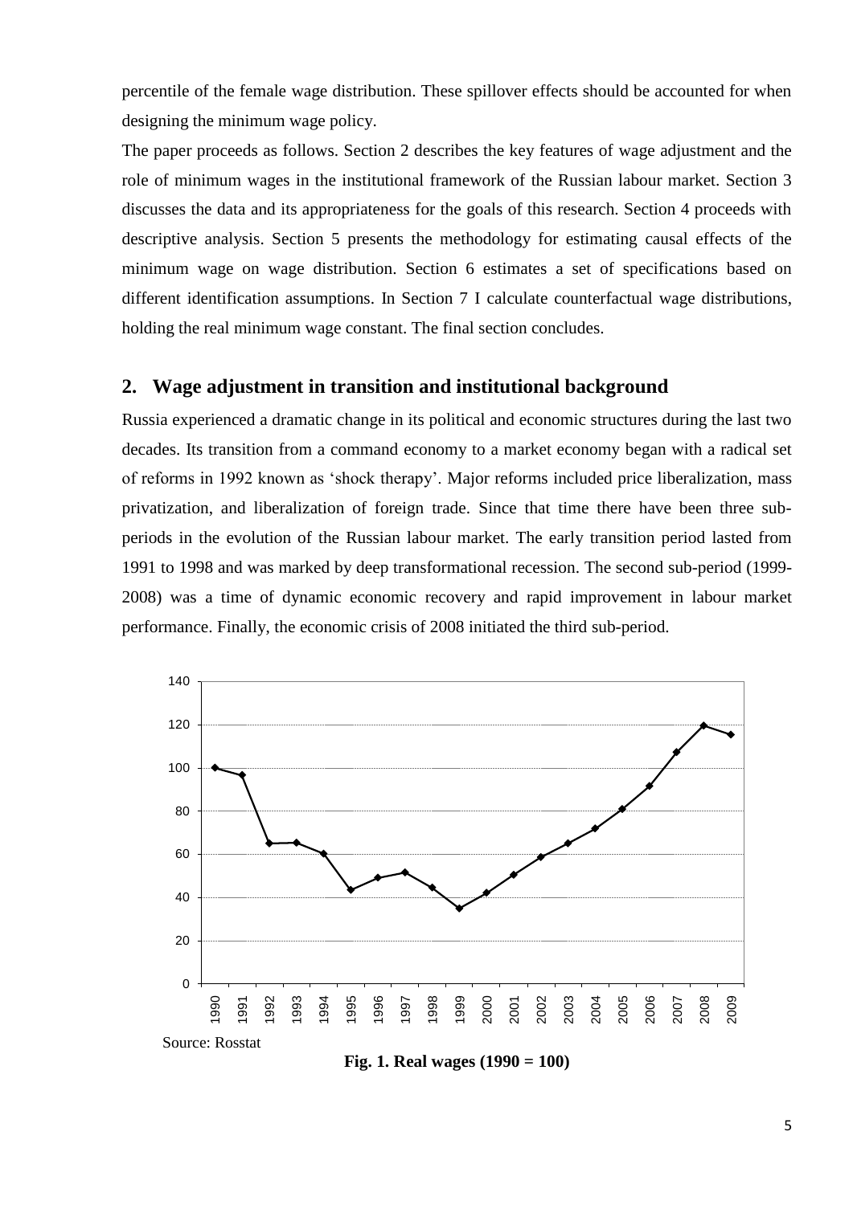percentile of the female wage distribution. These spillover effects should be accounted for when designing the minimum wage policy.

The paper proceeds as follows. Section 2 describes the key features of wage adjustment and the role of minimum wages in the institutional framework of the Russian labour market. Section 3 discusses the data and its appropriateness for the goals of this research. Section 4 proceeds with descriptive analysis. Section 5 presents the methodology for estimating causal effects of the minimum wage on wage distribution. Section 6 estimates a set of specifications based on different identification assumptions. In Section 7 I calculate counterfactual wage distributions, holding the real minimum wage constant. The final section concludes.

## 2. Wage adjustment in transition and institutional background

Russia experienced a dramatic change in its political and economic structures during the last two decades. Its transition from a command economy to a market economy began with a radical set of reforms in 1992 known as 'shock therapy'. Major reforms included price liberalization, mass privatization, and liberalization of foreign trade. Since that time there have been three sub-periods in the evolution of the Russian labour market. The early transition period lasted from 1991 to 1998 and was marked by deep transformational recession. The second sub-period (1999-2008) was a time of dynamic economic recovery and rapid improvement in labour market performance. Finally, the economic crisis of 2008 initiated the third sub-period.

Source: Rosstat

**Fig. 1. Real wages (1990 = 100)**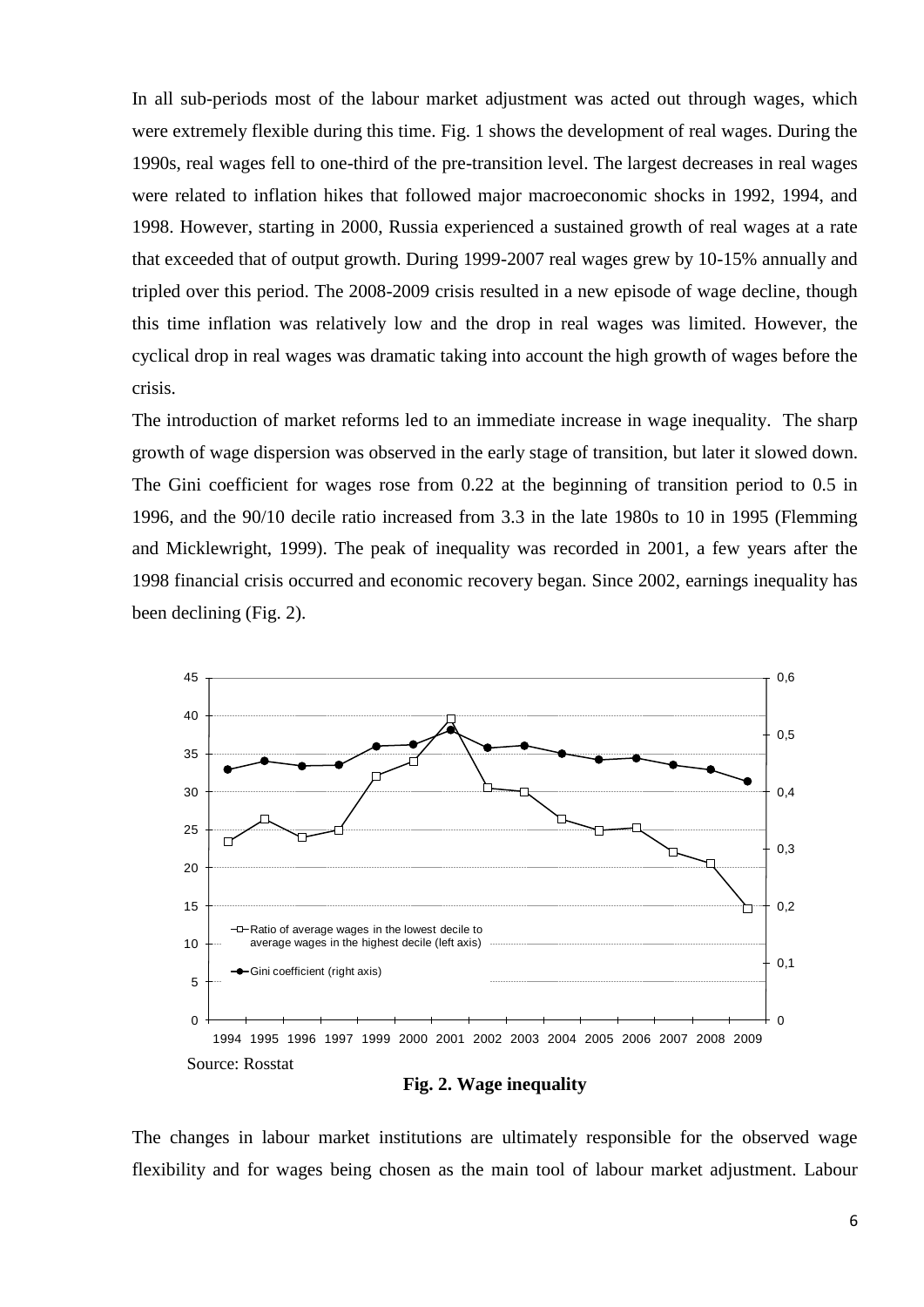In all sub-periods most of the labour market adjustment was acted out through wages, which were extremely flexible during this time. Fig. 1 shows the development of real wages. During the 1990s, real wages fell to one-third of the pre-transition level. The largest decreases in real wages were related to inflation hikes that followed major macroeconomic shocks in 1992, 1994, and 1998. However, starting in 2000, Russia experienced a sustained growth of real wages at a rate that exceeded that of output growth. During 1999-2007 real wages grew by 10-15% annually and tripled over this period. The 2008-2009 crisis resulted in a new episode of wage decline, though this time inflation was relatively low and the drop in real wages was limited. However, the cyclical drop in real wages was dramatic taking into account the high growth of wages before the crisis.

The introduction of market reforms led to an immediate increase in wage inequality. The sharp growth of wage dispersion was observed in the early stage of transition, but later it slowed down. The Gini coefficient for wages rose from 0.22 at the beginning of transition period to 0.5 in 1996, and the 90/10 decile ratio increased from 3.3 in the late 1980s to 10 in 1995 (Flemming and Micklewright, 1999). The peak of inequality was recorded in 2001, a few years after the 1998 financial crisis occurred and economic recovery began. Since 2002, earnings inequality has been declining (Fig. 2).

Source: Rosstat

**Fig. 2. Wage inequality**

The changes in labour market institutions are ultimately responsible for the observed wage flexibility and for wages being chosen as the main tool of labour market adjustment. Labour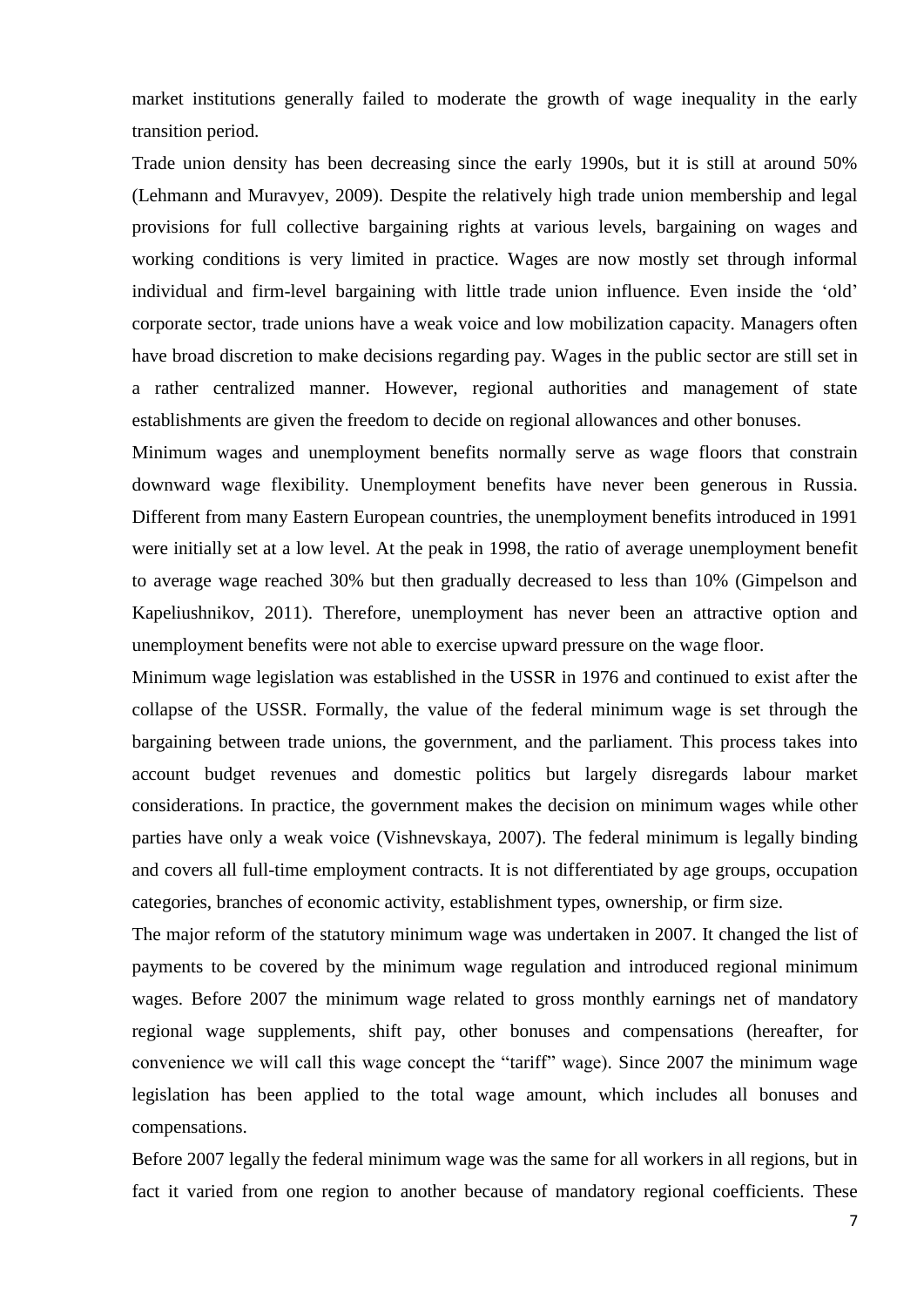market institutions generally failed to moderate the growth of wage inequality in the early transition period.

Trade union density has been decreasing since the early 1990s, but it is still at around 50% (Lehmann and Muravyev, 2009). Despite the relatively high trade union membership and legal provisions for full collective bargaining rights at various levels, bargaining on wages and working conditions is very limited in practice. Wages are now mostly set through informal individual and firm-level bargaining with little trade union influence. Even inside the 'old' corporate sector, trade unions have a weak voice and low mobilization capacity. Managers often have broad discretion to make decisions regarding pay. Wages in the public sector are still set in a rather centralized manner. However, regional authorities and management of state establishments are given the freedom to decide on regional allowances and other bonuses.

Minimum wages and unemployment benefits normally serve as wage floors that constrain downward wage flexibility. Unemployment benefits have never been generous in Russia. Different from many Eastern European countries, the unemployment benefits introduced in 1991 were initially set at a low level. At the peak in 1998, the ratio of average unemployment benefit to average wage reached 30% but then gradually decreased to less than 10% (Gimpelson and Kapeliushnikov, 2011). Therefore, unemployment has never been an attractive option and unemployment benefits were not able to exercise upward pressure on the wage floor.

Minimum wage legislation was established in the USSR in 1976 and continued to exist after the collapse of the USSR. Formally, the value of the federal minimum wage is set through the bargaining between trade unions, the government, and the parliament. This process takes into account budget revenues and domestic politics but largely disregards labour market considerations. In practice, the government makes the decision on minimum wages while other parties have only a weak voice (Vishnevskaya, 2007). The federal minimum is legally binding and covers all full-time employment contracts. It is not differentiated by age groups, occupation categories, branches of economic activity, establishment types, ownership, or firm size.

The major reform of the statutory minimum wage was undertaken in 2007. It changed the list of payments to be covered by the minimum wage regulation and introduced regional minimum wages. Before 2007 the minimum wage related to gross monthly earnings net of mandatory regional wage supplements, shift pay, other bonuses and compensations (hereafter, for convenience we will call this wage concept the "tariff" wage). Since 2007 the minimum wage legislation has been applied to the total wage amount, which includes all bonuses and compensations.

Before 2007 legally the federal minimum wage was the same for all workers in all regions, but in fact it varied from one region to another because of mandatory regional coefficients. These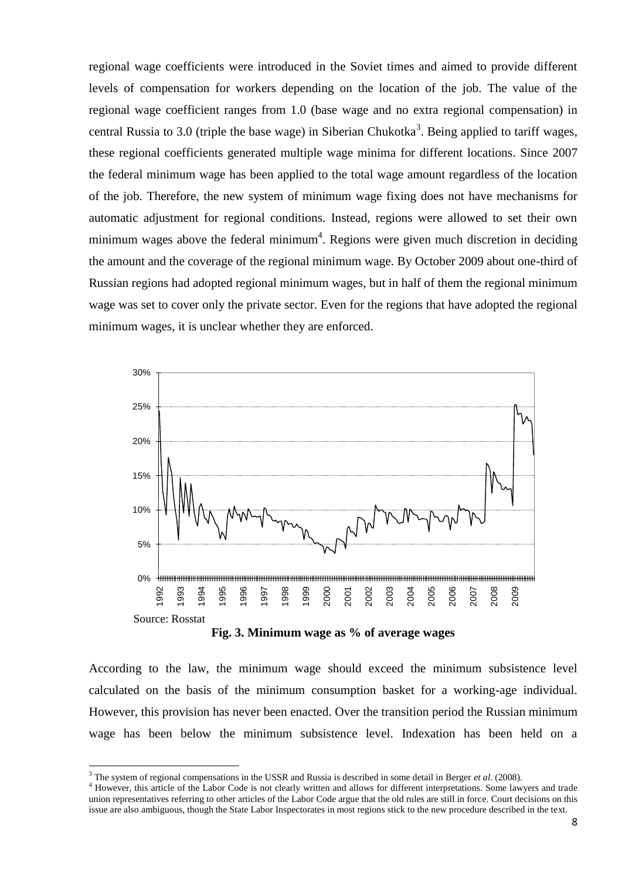regional wage coefficients were introduced in the Soviet times and aimed to provide different levels of compensation for workers depending on the location of the job. The value of the regional wage coefficient ranges from 1.0 (base wage and no extra regional compensation) in central Russia to 3.0 (triple the base wage) in Siberian Chukotka[3]. Being applied to tariff wages, these regional coefficients generated multiple wage minima for different locations. Since 2007 the federal minimum wage has been applied to the total wage amount regardless of the location of the job. Therefore, the new system of minimum wage fixing does not have mechanisms for automatic adjustment for regional conditions. Instead, regions were allowed to set their own minimum wages above the federal minimum[4]. Regions were given much discretion in deciding the amount and the coverage of the regional minimum wage. By October 2009 about one-third of Russian regions had adopted regional minimum wages, but in half of them the regional minimum wage was set to cover only the private sector. Even for the regions that have adopted the regional minimum wages, it is unclear whether they are enforced.

Source: Rosstat

**Fig. 3. Minimum wage as % of average wages**

According to the law, the minimum wage should exceed the minimum subsistence level calculated on the basis of the minimum consumption basket for a working-age individual. However, this provision has never been enacted. Over the transition period the Russian minimum wage has been below the minimum subsistence level. Indexation has been held on a

---

[3] The system of regional compensations in the USSR and Russia is described in some detail in Berger *et al*. (2008).

[4] However, this article of the Labor Code is not clearly written and allows for different interpretations. Some lawyers and trade union representatives referring to other articles of the Labor Code argue that the old rules are still in force. Court decisions on this issue are also ambiguous, though the State Labor Inspectorates in most regions stick to the new procedure described in the text.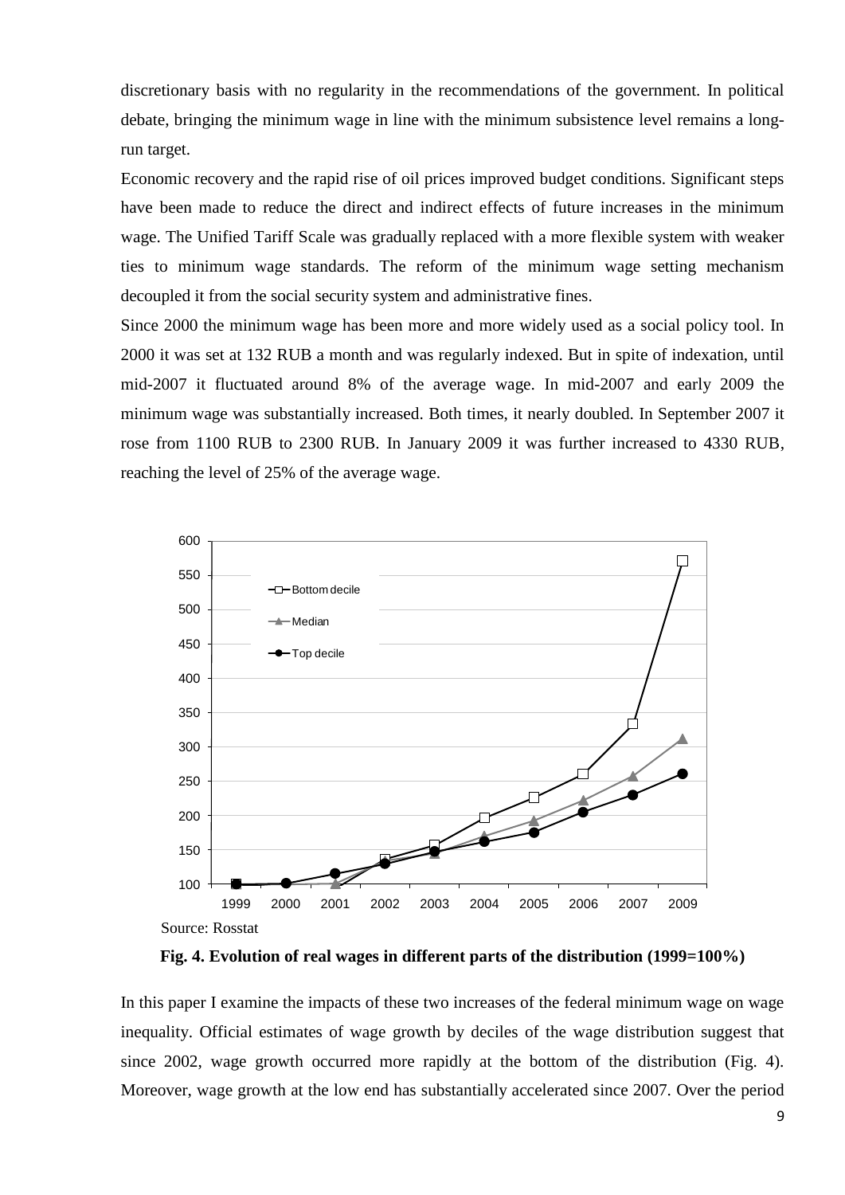discretionary basis with no regularity in the recommendations of the government. In political debate, bringing the minimum wage in line with the minimum subsistence level remains a long-run target.

Economic recovery and the rapid rise of oil prices improved budget conditions. Significant steps have been made to reduce the direct and indirect effects of future increases in the minimum wage. The Unified Tariff Scale was gradually replaced with a more flexible system with weaker ties to minimum wage standards. The reform of the minimum wage setting mechanism decoupled it from the social security system and administrative fines.

Since 2000 the minimum wage has been more and more widely used as a social policy tool. In 2000 it was set at 132 RUB a month and was regularly indexed. But in spite of indexation, until mid-2007 it fluctuated around 8% of the average wage. In mid-2007 and early 2009 the minimum wage was substantially increased. Both times, it nearly doubled. In September 2007 it rose from 1100 RUB to 2300 RUB. In January 2009 it was further increased to 4330 RUB, reaching the level of 25% of the average wage.

Source: Rosstat

**Fig. 4. Evolution of real wages in different parts of the distribution (1999=100%)**

In this paper I examine the impacts of these two increases of the federal minimum wage on wage inequality. Official estimates of wage growth by deciles of the wage distribution suggest that since 2002, wage growth occurred more rapidly at the bottom of the distribution (Fig. 4). Moreover, wage growth at the low end has substantially accelerated since 2007. Over the period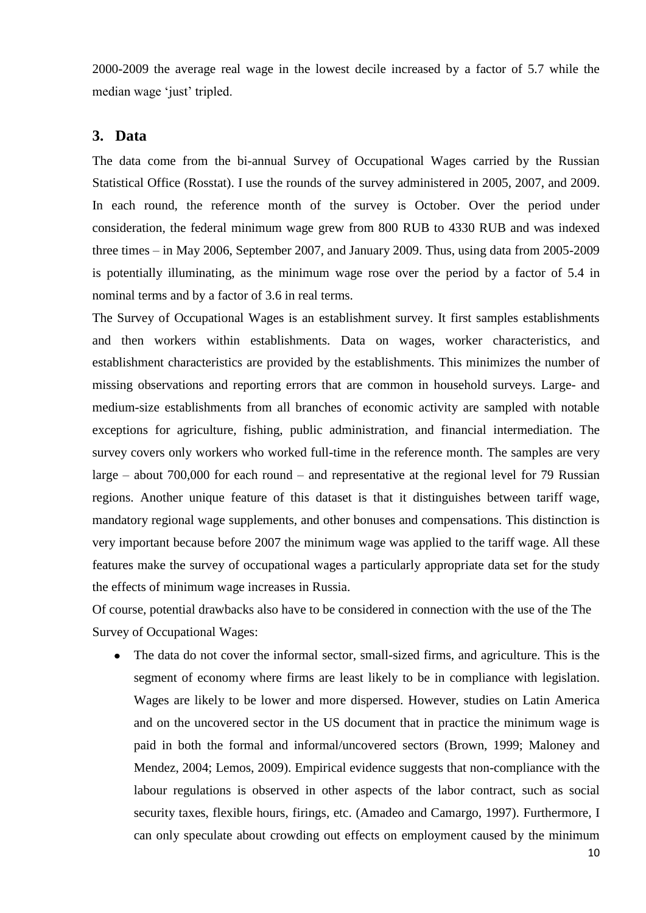2000-2009 the average real wage in the lowest decile increased by a factor of 5.7 while the median wage 'just' tripled.

## 3. Data

The data come from the bi-annual Survey of Occupational Wages carried by the Russian Statistical Office (Rosstat). I use the rounds of the survey administered in 2005, 2007, and 2009. In each round, the reference month of the survey is October. Over the period under consideration, the federal minimum wage grew from 800 RUB to 4330 RUB and was indexed three times – in May 2006, September 2007, and January 2009. Thus, using data from 2005-2009 is potentially illuminating, as the minimum wage rose over the period by a factor of 5.4 in nominal terms and by a factor of 3.6 in real terms.

The Survey of Occupational Wages is an establishment survey. It first samples establishments and then workers within establishments. Data on wages, worker characteristics, and establishment characteristics are provided by the establishments. This minimizes the number of missing observations and reporting errors that are common in household surveys. Large- and medium-size establishments from all branches of economic activity are sampled with notable exceptions for agriculture, fishing, public administration, and financial intermediation. The survey covers only workers who worked full-time in the reference month. The samples are very large – about 700,000 for each round – and representative at the regional level for 79 Russian regions. Another unique feature of this dataset is that it distinguishes between tariff wage, mandatory regional wage supplements, and other bonuses and compensations. This distinction is very important because before 2007 the minimum wage was applied to the tariff wage. All these features make the survey of occupational wages a particularly appropriate data set for the study the effects of minimum wage increases in Russia.

Of course, potential drawbacks also have to be considered in connection with the use of the The Survey of Occupational Wages:

- The data do not cover the informal sector, small-sized firms, and agriculture. This is the segment of economy where firms are least likely to be in compliance with legislation. Wages are likely to be lower and more dispersed. However, studies on Latin America and on the uncovered sector in the US document that in practice the minimum wage is paid in both the formal and informal/uncovered sectors (Brown, 1999; Maloney and Mendez, 2004; Lemos, 2009). Empirical evidence suggests that non-compliance with the labour regulations is observed in other aspects of the labor contract, such as social security taxes, flexible hours, firings, etc. (Amadeo and Camargo, 1997). Furthermore, I can only speculate about crowding out effects on employment caused by the minimum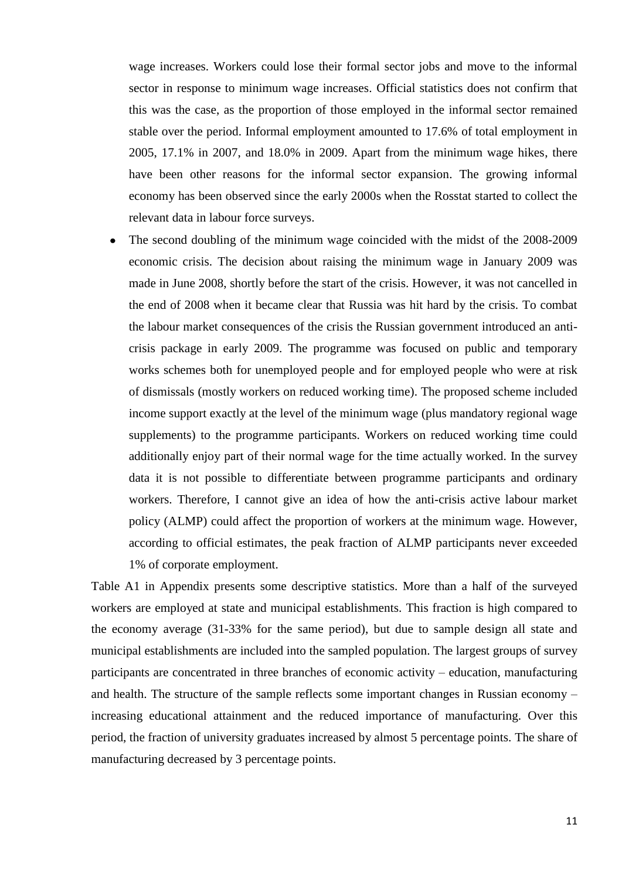wage increases. Workers could lose their formal sector jobs and move to the informal sector in response to minimum wage increases. Official statistics does not confirm that this was the case, as the proportion of those employed in the informal sector remained stable over the period. Informal employment amounted to 17.6% of total employment in 2005, 17.1% in 2007, and 18.0% in 2009. Apart from the minimum wage hikes, there have been other reasons for the informal sector expansion. The growing informal economy has been observed since the early 2000s when the Rosstat started to collect the relevant data in labour force surveys.

- The second doubling of the minimum wage coincided with the midst of the 2008-2009 economic crisis. The decision about raising the minimum wage in January 2009 was made in June 2008, shortly before the start of the crisis. However, it was not cancelled in the end of 2008 when it became clear that Russia was hit hard by the crisis. To combat the labour market consequences of the crisis the Russian government introduced an anti-crisis package in early 2009. The programme was focused on public and temporary works schemes both for unemployed people and for employed people who were at risk of dismissals (mostly workers on reduced working time). The proposed scheme included income support exactly at the level of the minimum wage (plus mandatory regional wage supplements) to the programme participants. Workers on reduced working time could additionally enjoy part of their normal wage for the time actually worked. In the survey data it is not possible to differentiate between programme participants and ordinary workers. Therefore, I cannot give an idea of how the anti-crisis active labour market policy (ALMP) could affect the proportion of workers at the minimum wage. However, according to official estimates, the peak fraction of ALMP participants never exceeded 1% of corporate employment.

Table A1 in Appendix presents some descriptive statistics. More than a half of the surveyed workers are employed at state and municipal establishments. This fraction is high compared to the economy average (31-33% for the same period), but due to sample design all state and municipal establishments are included into the sampled population. The largest groups of survey participants are concentrated in three branches of economic activity – education, manufacturing and health. The structure of the sample reflects some important changes in Russian economy – increasing educational attainment and the reduced importance of manufacturing. Over this period, the fraction of university graduates increased by almost 5 percentage points. The share of manufacturing decreased by 3 percentage points.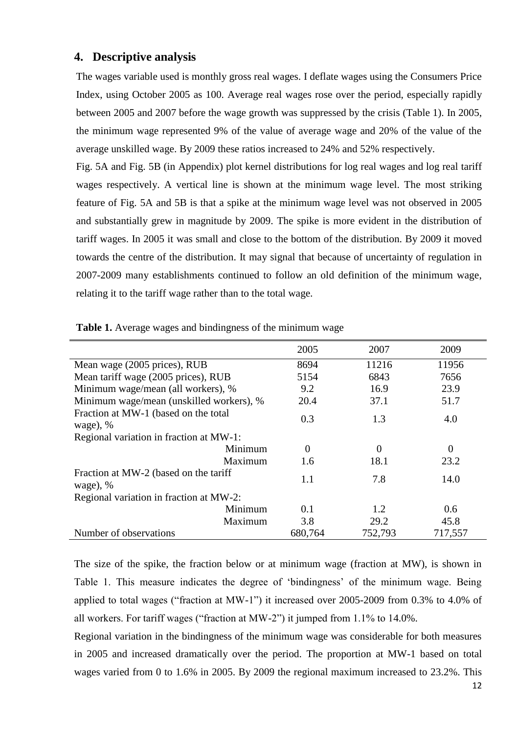## 4. Descriptive analysis

The wages variable used is monthly gross real wages. I deflate wages using the Consumers Price Index, using October 2005 as 100. Average real wages rose over the period, especially rapidly between 2005 and 2007 before the wage growth was suppressed by the crisis (Table 1). In 2005, the minimum wage represented 9% of the value of average wage and 20% of the value of the average unskilled wage. By 2009 these ratios increased to 24% and 52% respectively.

Fig. 5A and Fig. 5B (in Appendix) plot kernel distributions for log real wages and log real tariff wages respectively. A vertical line is shown at the minimum wage level. The most striking feature of Fig. 5A and 5B is that a spike at the minimum wage level was not observed in 2005 and substantially grew in magnitude by 2009. The spike is more evident in the distribution of tariff wages. In 2005 it was small and close to the bottom of the distribution. By 2009 it moved towards the centre of the distribution. It may signal that because of uncertainty of regulation in 2007-2009 many establishments continued to follow an old definition of the minimum wage, relating it to the tariff wage rather than to the total wage.

**Table 1.** Average wages and bindingness of the minimum wage

| | 2005 | 2007 | 2009 |
|---|---|---|---|
| Mean wage (2005 prices), RUB | 8694 | 11216 | 11956 |
| Mean tariff wage (2005 prices), RUB | 5154 | 6843 | 7656 |
| Minimum wage/mean (all workers), % | 9.2 | 16.9 | 23.9 |
| Minimum wage/mean (unskilled workers), % | 20.4 | 37.1 | 51.7 |
| Fraction at MW-1 (based on the total wage), % | 0.3 | 1.3 | 4.0 |
| Regional variation in fraction at MW-1: | | | |
| Minimum | 0 | 0 | 0 |
| Maximum | 1.6 | 18.1 | 23.2 |
| Fraction at MW-2 (based on the tariff wage), % | 1.1 | 7.8 | 14.0 |
| Regional variation in fraction at MW-2: | | | |
| Minimum | 0.1 | 1.2 | 0.6 |
| Maximum | 3.8 | 29.2 | 45.8 |
| Number of observations | 680,764 | 752,793 | 717,557 |

The size of the spike, the fraction below or at minimum wage (fraction at MW), is shown in Table 1. This measure indicates the degree of 'bindingness' of the minimum wage. Being applied to total wages ("fraction at MW-1") it increased over 2005-2009 from 0.3% to 4.0% of all workers. For tariff wages ("fraction at MW-2") it jumped from 1.1% to 14.0%.

Regional variation in the bindingness of the minimum wage was considerable for both measures in 2005 and increased dramatically over the period. The proportion at MW-1 based on total wages varied from 0 to 1.6% in 2005. By 2009 the regional maximum increased to 23.2%. This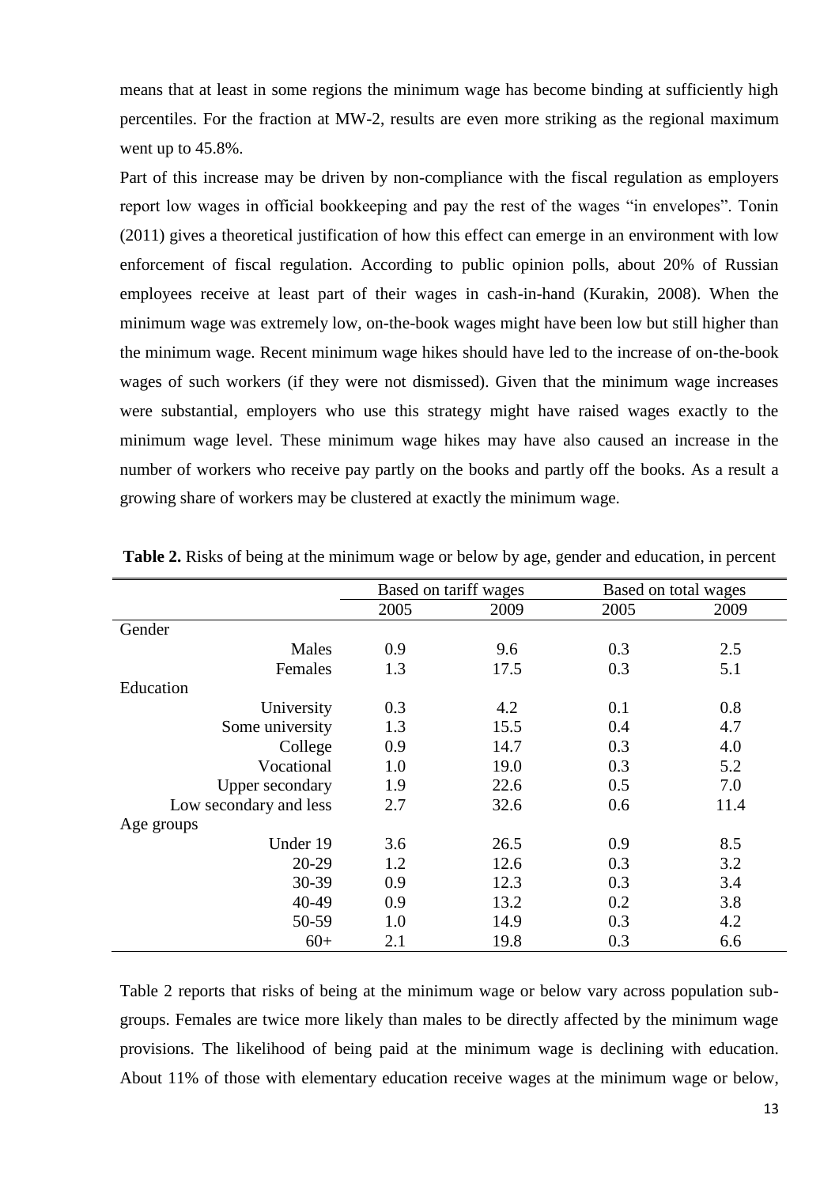means that at least in some regions the minimum wage has become binding at sufficiently high percentiles. For the fraction at MW-2, results are even more striking as the regional maximum went up to 45.8%.

Part of this increase may be driven by non-compliance with the fiscal regulation as employers report low wages in official bookkeeping and pay the rest of the wages "in envelopes". Tonin (2011) gives a theoretical justification of how this effect can emerge in an environment with low enforcement of fiscal regulation. According to public opinion polls, about 20% of Russian employees receive at least part of their wages in cash-in-hand (Kurakin, 2008). When the minimum wage was extremely low, on-the-book wages might have been low but still higher than the minimum wage. Recent minimum wage hikes should have led to the increase of on-the-book wages of such workers (if they were not dismissed). Given that the minimum wage increases were substantial, employers who use this strategy might have raised wages exactly to the minimum wage level. These minimum wage hikes may have also caused an increase in the number of workers who receive pay partly on the books and partly off the books. As a result a growing share of workers may be clustered at exactly the minimum wage.

**Table 2.** Risks of being at the minimum wage or below by age, gender and education, in percent

| | Based on tariff wages | | Based on total wages | |
|---|---|---|---|---|
| | 2005 | 2009 | 2005 | 2009 |
| Gender | | | | |
| Males | 0.9 | 9.6 | 0.3 | 2.5 |
| Females | 1.3 | 17.5 | 0.3 | 5.1 |
| Education | | | | |
| University | 0.3 | 4.2 | 0.1 | 0.8 |
| Some university | 1.3 | 15.5 | 0.4 | 4.7 |
| College | 0.9 | 14.7 | 0.3 | 4.0 |
| Vocational | 1.0 | 19.0 | 0.3 | 5.2 |
| Upper secondary | 1.9 | 22.6 | 0.5 | 7.0 |
| Low secondary and less | 2.7 | 32.6 | 0.6 | 11.4 |
| Age groups | | | | |
| Under 19 | 3.6 | 26.5 | 0.9 | 8.5 |
| 20-29 | 1.2 | 12.6 | 0.3 | 3.2 |
| 30-39 | 0.9 | 12.3 | 0.3 | 3.4 |
| 40-49 | 0.9 | 13.2 | 0.2 | 3.8 |
| 50-59 | 1.0 | 14.9 | 0.3 | 4.2 |
| 60+ | 2.1 | 19.8 | 0.3 | 6.6 |

Table 2 reports that risks of being at the minimum wage or below vary across population sub-groups. Females are twice more likely than males to be directly affected by the minimum wage provisions. The likelihood of being paid at the minimum wage is declining with education. About 11% of those with elementary education receive wages at the minimum wage or below,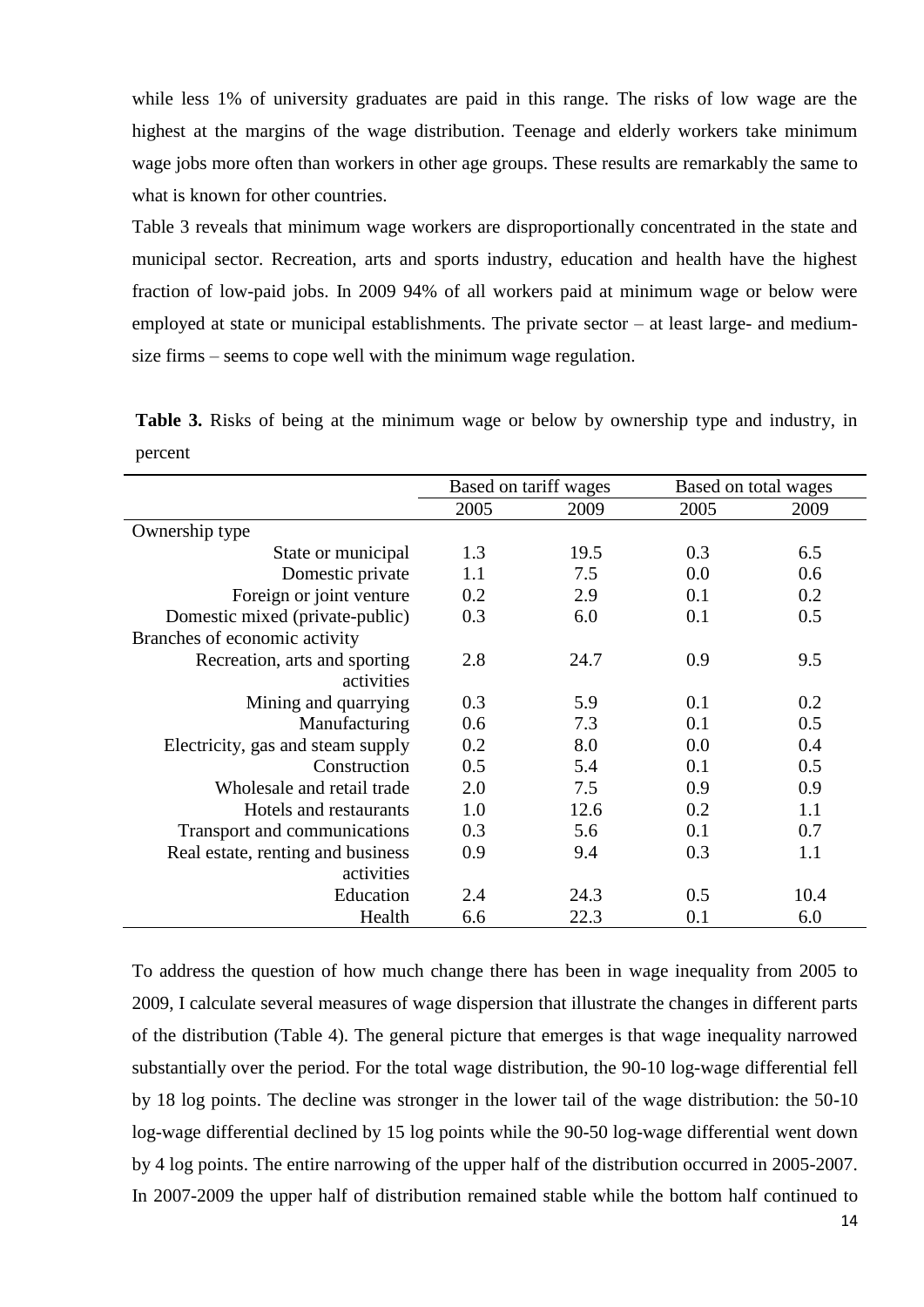while less 1% of university graduates are paid in this range. The risks of low wage are the highest at the margins of the wage distribution. Teenage and elderly workers take minimum wage jobs more often than workers in other age groups. These results are remarkably the same to what is known for other countries.

Table 3 reveals that minimum wage workers are disproportionally concentrated in the state and municipal sector. Recreation, arts and sports industry, education and health have the highest fraction of low-paid jobs. In 2009 94% of all workers paid at minimum wage or below were employed at state or municipal establishments. The private sector – at least large- and medium-size firms – seems to cope well with the minimum wage regulation.

**Table 3.** Risks of being at the minimum wage or below by ownership type and industry, in percent

| | Based on tariff wages | | Based on total wages | |
|---|---|---|---|---|
| | 2005 | 2009 | 2005 | 2009 |
| Ownership type | | | | |
| State or municipal | 1.3 | 19.5 | 0.3 | 6.5 |
| Domestic private | 1.1 | 7.5 | 0.0 | 0.6 |
| Foreign or joint venture | 0.2 | 2.9 | 0.1 | 0.2 |
| Domestic mixed (private-public) | 0.3 | 6.0 | 0.1 | 0.5 |
| Branches of economic activity | | | | |
| Recreation, arts and sporting activities | 2.8 | 24.7 | 0.9 | 9.5 |
| Mining and quarrying | 0.3 | 5.9 | 0.1 | 0.2 |
| Manufacturing | 0.6 | 7.3 | 0.1 | 0.5 |
| Electricity, gas and steam supply | 0.2 | 8.0 | 0.0 | 0.4 |
| Construction | 0.5 | 5.4 | 0.1 | 0.5 |
| Wholesale and retail trade | 2.0 | 7.5 | 0.9 | 0.9 |
| Hotels and restaurants | 1.0 | 12.6 | 0.2 | 1.1 |
| Transport and communications | 0.3 | 5.6 | 0.1 | 0.7 |
| Real estate, renting and business activities | 0.9 | 9.4 | 0.3 | 1.1 |
| Education | 2.4 | 24.3 | 0.5 | 10.4 |
| Health | 6.6 | 22.3 | 0.1 | 6.0 |

To address the question of how much change there has been in wage inequality from 2005 to 2009, I calculate several measures of wage dispersion that illustrate the changes in different parts of the distribution (Table 4). The general picture that emerges is that wage inequality narrowed substantially over the period. For the total wage distribution, the 90-10 log-wage differential fell by 18 log points. The decline was stronger in the lower tail of the wage distribution: the 50-10 log-wage differential declined by 15 log points while the 90-50 log-wage differential went down by 4 log points. The entire narrowing of the upper half of the distribution occurred in 2005-2007. In 2007-2009 the upper half of distribution remained stable while the bottom half continued to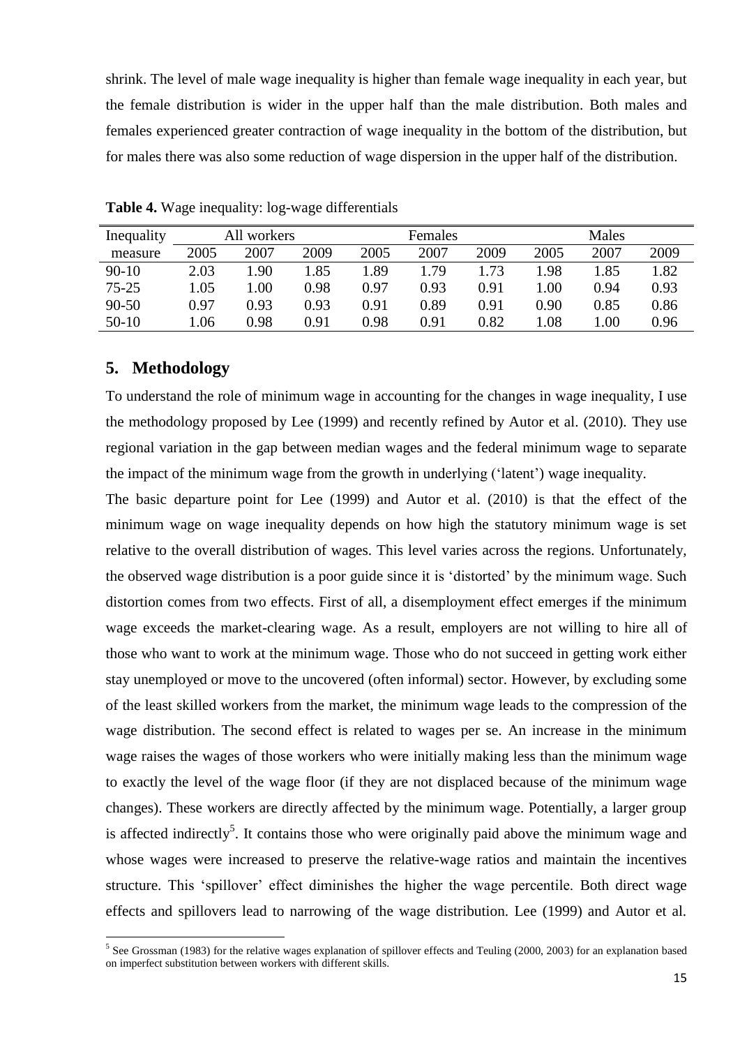shrink. The level of male wage inequality is higher than female wage inequality in each year, but the female distribution is wider in the upper half than the male distribution. Both males and females experienced greater contraction of wage inequality in the bottom of the distribution, but for males there was also some reduction of wage dispersion in the upper half of the distribution.

**Table 4.** Wage inequality: log-wage differentials

| Inequality | All workers | | | Females | | | Males | | |
|---|---|---|---|---|---|---|---|---|---|
| measure | 2005 | 2007 | 2009 | 2005 | 2007 | 2009 | 2005 | 2007 | 2009 |
| 90-10 | 2.03 | 1.90 | 1.85 | 1.89 | 1.79 | 1.73 | 1.98 | 1.85 | 1.82 |
| 75-25 | 1.05 | 1.00 | 0.98 | 0.97 | 0.93 | 0.91 | 1.00 | 0.94 | 0.93 |
| 90-50 | 0.97 | 0.93 | 0.93 | 0.91 | 0.89 | 0.91 | 0.90 | 0.85 | 0.86 |
| 50-10 | 1.06 | 0.98 | 0.91 | 0.98 | 0.91 | 0.82 | 1.08 | 1.00 | 0.96 |

## 5. Methodology

To understand the role of minimum wage in accounting for the changes in wage inequality, I use the methodology proposed by Lee (1999) and recently refined by Autor et al. (2010). They use regional variation in the gap between median wages and the federal minimum wage to separate the impact of the minimum wage from the growth in underlying ('latent') wage inequality.

The basic departure point for Lee (1999) and Autor et al. (2010) is that the effect of the minimum wage on wage inequality depends on how high the statutory minimum wage is set relative to the overall distribution of wages. This level varies across the regions. Unfortunately, the observed wage distribution is a poor guide since it is 'distorted' by the minimum wage. Such distortion comes from two effects. First of all, a disemployment effect emerges if the minimum wage exceeds the market-clearing wage. As a result, employers are not willing to hire all of those who want to work at the minimum wage. Those who do not succeed in getting work either stay unemployed or move to the uncovered (often informal) sector. However, by excluding some of the least skilled workers from the market, the minimum wage leads to the compression of the wage distribution. The second effect is related to wages per se. An increase in the minimum wage raises the wages of those workers who were initially making less than the minimum wage to exactly the level of the wage floor (if they are not displaced because of the minimum wage changes). These workers are directly affected by the minimum wage. Potentially, a larger group is affected indirectly[5]. It contains those who were originally paid above the minimum wage and whose wages were increased to preserve the relative-wage ratios and maintain the incentives structure. This 'spillover' effect diminishes the higher the wage percentile. Both direct wage effects and spillovers lead to narrowing of the wage distribution. Lee (1999) and Autor et al.

[5] See Grossman (1983) for the relative wages explanation of spillover effects and Teuling (2000, 2003) for an explanation based on imperfect substitution between workers with different skills.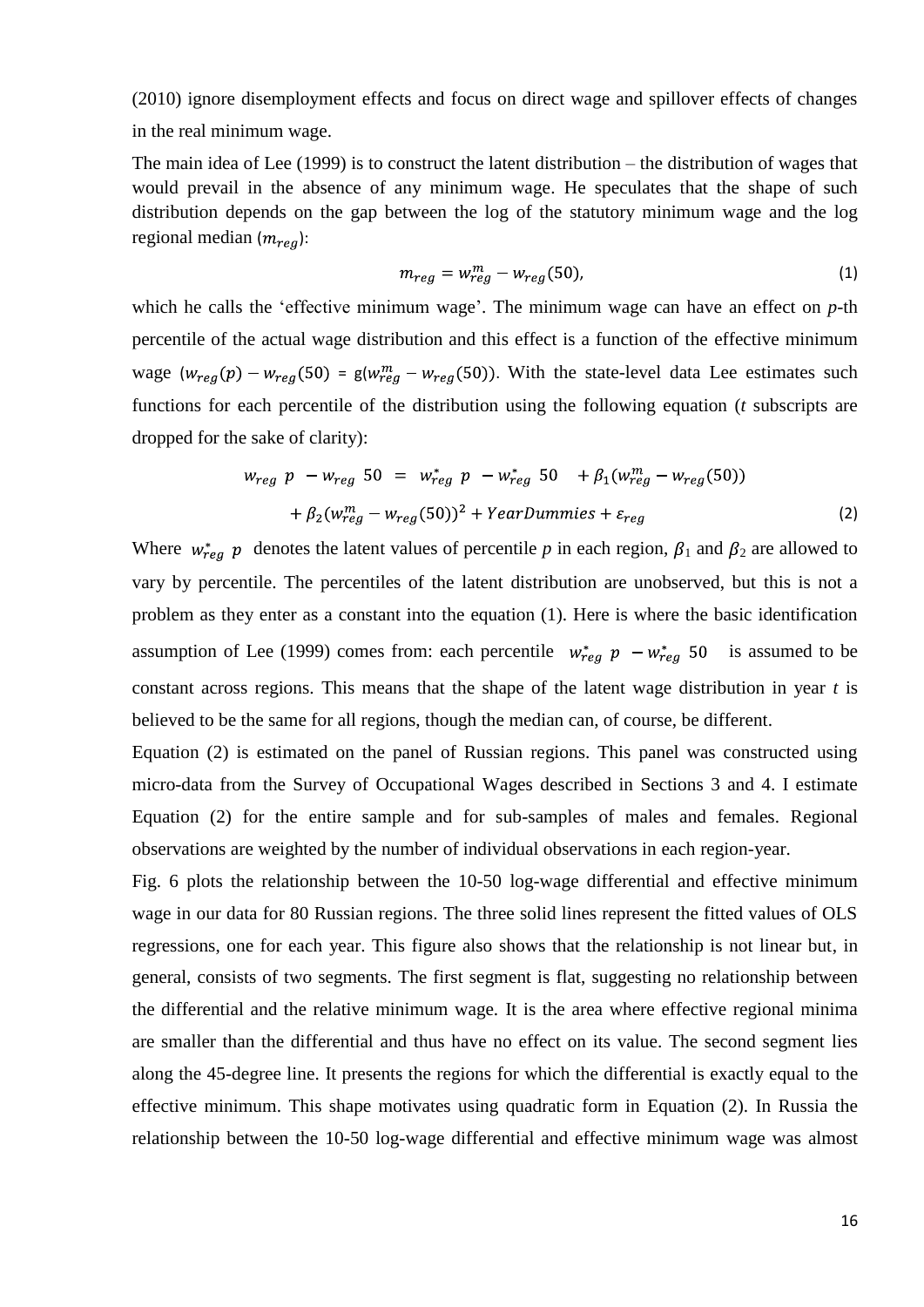(2010) ignore disemployment effects and focus on direct wage and spillover effects of changes in the real minimum wage.

The main idea of Lee (1999) is to construct the latent distribution – the distribution of wages that would prevail in the absence of any minimum wage. He speculates that the shape of such distribution depends on the gap between the log of the statutory minimum wage and the log regional median ($m_{reg}$):

$$m_{reg} = w_{reg}^{m} - w_{reg}(50), \tag{1}$$

which he calls the 'effective minimum wage'. The minimum wage can have an effect on *p*-th percentile of the actual wage distribution and this effect is a function of the effective minimum wage ($w_{reg}(p) - w_{reg}(50) = g(w_{reg}^{m} - w_{reg}(50))$). With the state-level data Lee estimates such functions for each percentile of the distribution using the following equation (*t* subscripts are dropped for the sake of clarity):

$$w_{reg}(p) - w_{reg}(50) = (w_{reg}^{*}(p) - w_{reg}^{*}(50)) + \beta_1 (w_{reg}^{m} - w_{reg}(50)) + \beta_2 (w_{reg}^{m} - w_{reg}(50))^2 + YearDummies + \varepsilon_{reg} \tag{2}$$

Where $w_{reg}^{*}(p)$ denotes the latent values of percentile *p* in each region, $\beta_1$ and $\beta_2$ are allowed to vary by percentile. The percentiles of the latent distribution are unobserved, but this is not a problem as they enter as a constant into the equation (1). Here is where the basic identification assumption of Lee (1999) comes from: each percentile $(w_{reg}^{*}(p) - w_{reg}^{*}(50))$ is assumed to be constant across regions. This means that the shape of the latent wage distribution in year *t* is believed to be the same for all regions, though the median can, of course, be different.

Equation (2) is estimated on the panel of Russian regions. This panel was constructed using micro-data from the Survey of Occupational Wages described in Sections 3 and 4. I estimate Equation (2) for the entire sample and for sub-samples of males and females. Regional observations are weighted by the number of individual observations in each region-year.

Fig. 6 plots the relationship between the 10-50 log-wage differential and effective minimum wage in our data for 80 Russian regions. The three solid lines represent the fitted values of OLS regressions, one for each year. This figure also shows that the relationship is not linear but, in general, consists of two segments. The first segment is flat, suggesting no relationship between the differential and the relative minimum wage. It is the area where effective regional minima are smaller than the differential and thus have no effect on its value. The second segment lies along the 45-degree line. It presents the regions for which the differential is exactly equal to the effective minimum. This shape motivates using quadratic form in Equation (2). In Russia the relationship between the 10-50 log-wage differential and effective minimum wage was almost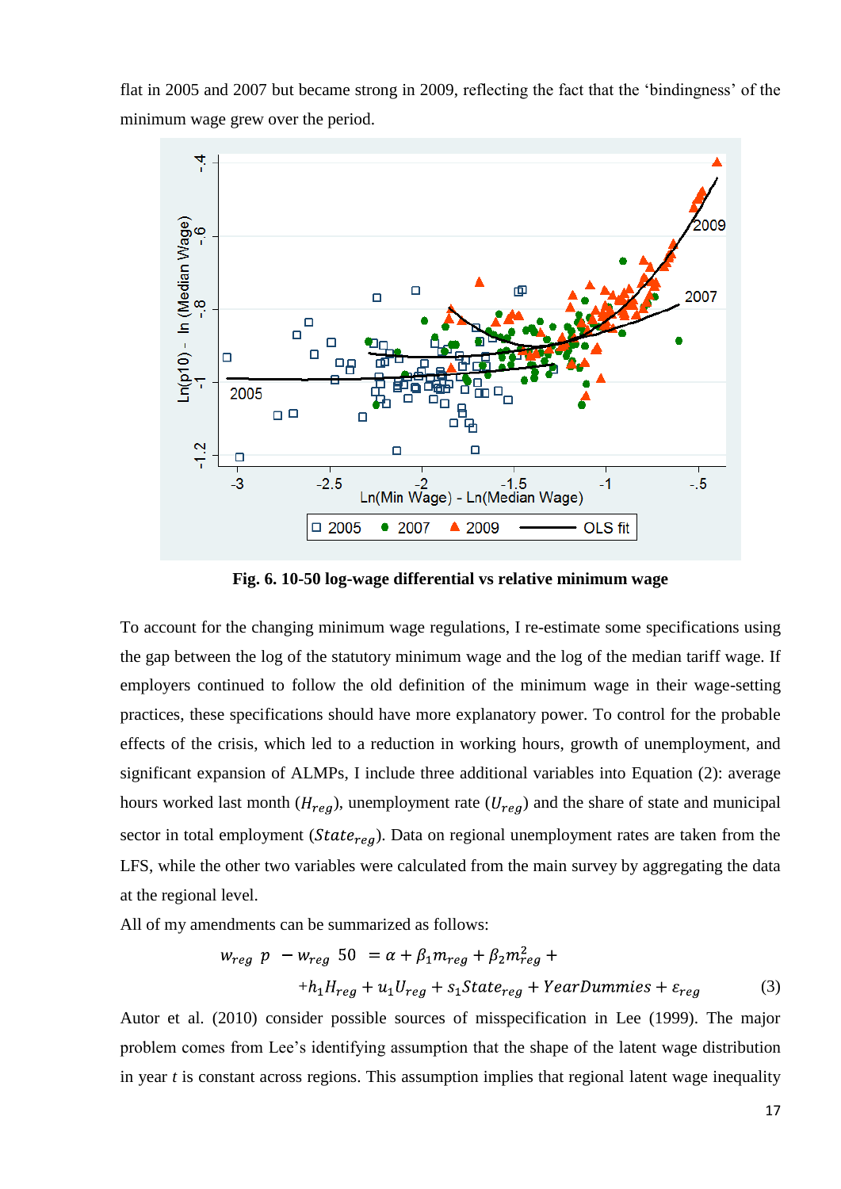flat in 2005 and 2007 but became strong in 2009, reflecting the fact that the 'bindingness' of the minimum wage grew over the period.

**Fig. 6. 10-50 log-wage differential vs relative minimum wage**

To account for the changing minimum wage regulations, I re-estimate some specifications using the gap between the log of the statutory minimum wage and the log of the median tariff wage. If employers continued to follow the old definition of the minimum wage in their wage-setting practices, these specifications should have more explanatory power. To control for the probable effects of the crisis, which led to a reduction in working hours, growth of unemployment, and significant expansion of ALMPs, I include three additional variables into Equation (2): average hours worked last month ($H_{reg}$), unemployment rate ($U_{reg}$) and the share of state and municipal sector in total employment ($State_{reg}$). Data on regional unemployment rates are taken from the LFS, while the other two variables were calculated from the main survey by aggregating the data at the regional level.

All of my amendments can be summarized as follows:

$$w_{reg}(p) - w_{reg}(50) = \alpha + \beta_1 m_{reg} + \beta_2 m_{reg}^2 + \\ + h_1 H_{reg} + u_1 U_{reg} + s_1 State_{reg} + YearDummies + \varepsilon_{reg} \quad (3)$$

Autor et al. (2010) consider possible sources of misspecification in Lee (1999). The major problem comes from Lee's identifying assumption that the shape of the latent wage distribution in year *t* is constant across regions. This assumption implies that regional latent wage inequality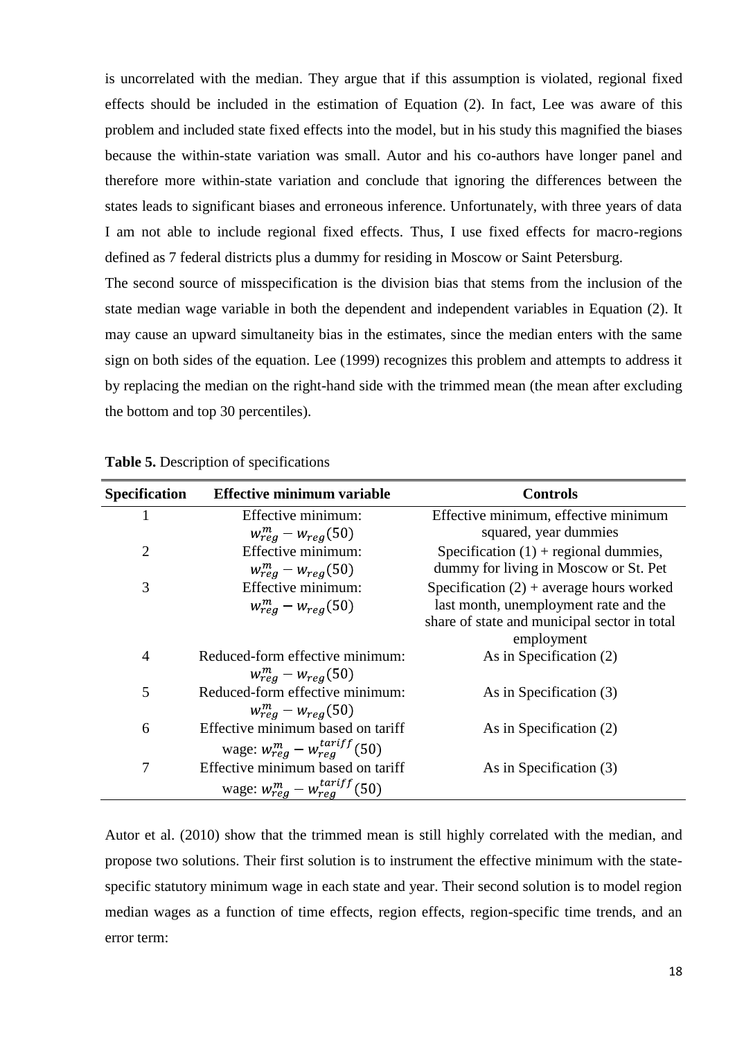is uncorrelated with the median. They argue that if this assumption is violated, regional fixed effects should be included in the estimation of Equation (2). In fact, Lee was aware of this problem and included state fixed effects into the model, but in his study this magnified the biases because the within-state variation was small. Autor and his co-authors have longer panel and therefore more within-state variation and conclude that ignoring the differences between the states leads to significant biases and erroneous inference. Unfortunately, with three years of data I am not able to include regional fixed effects. Thus, I use fixed effects for macro-regions defined as 7 federal districts plus a dummy for residing in Moscow or Saint Petersburg.

The second source of misspecification is the division bias that stems from the inclusion of the state median wage variable in both the dependent and independent variables in Equation (2). It may cause an upward simultaneity bias in the estimates, since the median enters with the same sign on both sides of the equation. Lee (1999) recognizes this problem and attempts to address it by replacing the median on the right-hand side with the trimmed mean (the mean after excluding the bottom and top 30 percentiles).

**Table 5.** Description of specifications

| Specification | Effective minimum variable | Controls |
|---|---|---|
| 1 | Effective minimum: $w_{reg}^{m} - w_{reg}(50)$ | Effective minimum, effective minimum squared, year dummies |
| 2 | Effective minimum: $w_{reg}^{m} - w_{reg}(50)$ | Specification (1) + regional dummies, dummy for living in Moscow or St. Pet |
| 3 | Effective minimum: $w_{reg}^{m} - w_{reg}(50)$ | Specification (2) + average hours worked last month, unemployment rate and the share of state and municipal sector in total employment |
| 4 | Reduced-form effective minimum: $w_{reg}^{m} - w_{reg}(50)$ | As in Specification (2) |
| 5 | Reduced-form effective minimum: $w_{reg}^{m} - w_{reg}(50)$ | As in Specification (3) |
| 6 | Effective minimum based on tariff wage: $w_{reg}^{m} - w_{reg}^{tariff}(50)$ | As in Specification (2) |
| 7 | Effective minimum based on tariff wage: $w_{reg}^{m} - w_{reg}^{tariff}(50)$ | As in Specification (3) |

Autor et al. (2010) show that the trimmed mean is still highly correlated with the median, and propose two solutions. Their first solution is to instrument the effective minimum with the state-specific statutory minimum wage in each state and year. Their second solution is to model region median wages as a function of time effects, region effects, region-specific time trends, and an error term: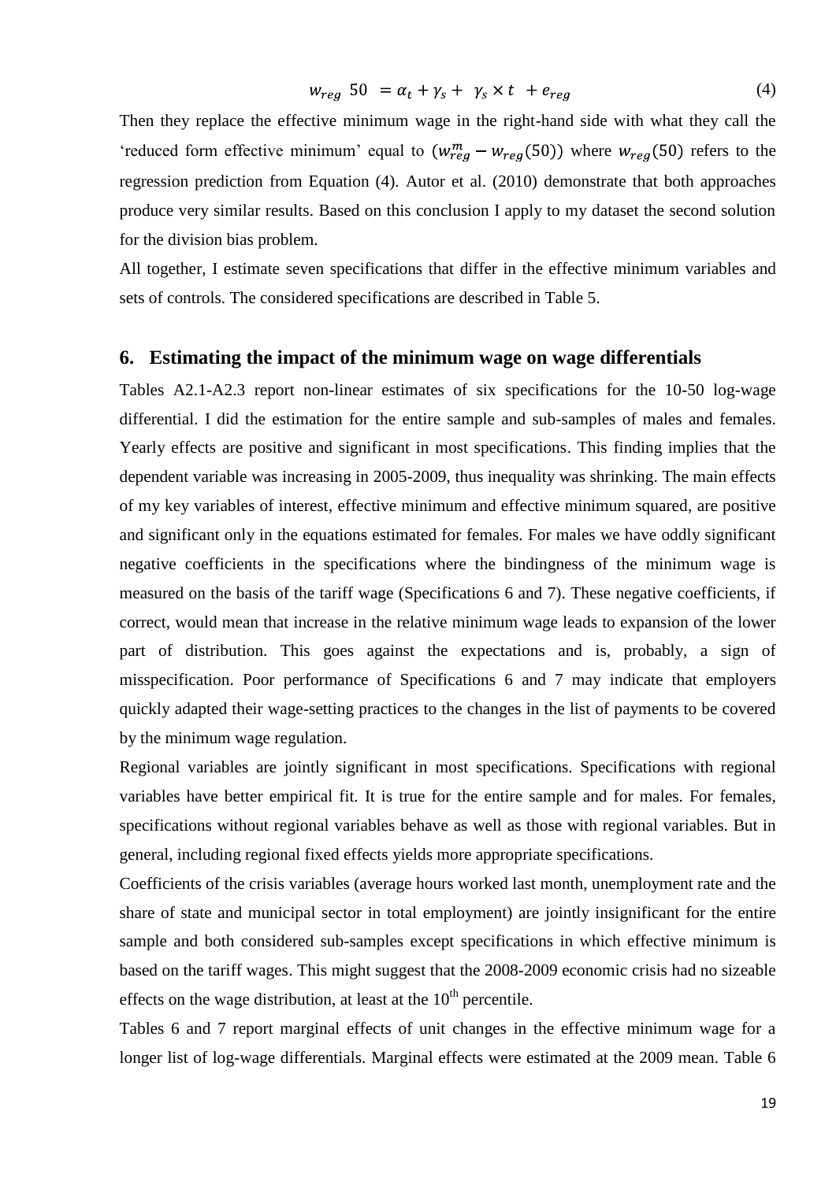$$w_{reg}\ 50\ = \alpha_t + \gamma_s + \ \gamma_s \times t\ \ + e_{reg} \tag{4}$$

Then they replace the effective minimum wage in the right-hand side with what they call the 'reduced form effective minimum' equal to $(w^m_{reg} - w_{reg}(50))$ where $w_{reg}(50)$ refers to the regression prediction from Equation (4). Autor et al. (2010) demonstrate that both approaches produce very similar results. Based on this conclusion I apply to my dataset the second solution for the division bias problem.

All together, I estimate seven specifications that differ in the effective minimum variables and sets of controls. The considered specifications are described in Table 5.

## 6. Estimating the impact of the minimum wage on wage differentials

Tables A2.1-A2.3 report non-linear estimates of six specifications for the 10-50 log-wage differential. I did the estimation for the entire sample and sub-samples of males and females. Yearly effects are positive and significant in most specifications. This finding implies that the dependent variable was increasing in 2005-2009, thus inequality was shrinking. The main effects of my key variables of interest, effective minimum and effective minimum squared, are positive and significant only in the equations estimated for females. For males we have oddly significant negative coefficients in the specifications where the bindingness of the minimum wage is measured on the basis of the tariff wage (Specifications 6 and 7). These negative coefficients, if correct, would mean that increase in the relative minimum wage leads to expansion of the lower part of distribution. This goes against the expectations and is, probably, a sign of misspecification. Poor performance of Specifications 6 and 7 may indicate that employers quickly adapted their wage-setting practices to the changes in the list of payments to be covered by the minimum wage regulation.

Regional variables are jointly significant in most specifications. Specifications with regional variables have better empirical fit. It is true for the entire sample and for males. For females, specifications without regional variables behave as well as those with regional variables. But in general, including regional fixed effects yields more appropriate specifications.

Coefficients of the crisis variables (average hours worked last month, unemployment rate and the share of state and municipal sector in total employment) are jointly insignificant for the entire sample and both considered sub-samples except specifications in which effective minimum is based on the tariff wages. This might suggest that the 2008-2009 economic crisis had no sizeable effects on the wage distribution, at least at the $10^{th}$ percentile.

Tables 6 and 7 report marginal effects of unit changes in the effective minimum wage for a longer list of log-wage differentials. Marginal effects were estimated at the 2009 mean. Table 6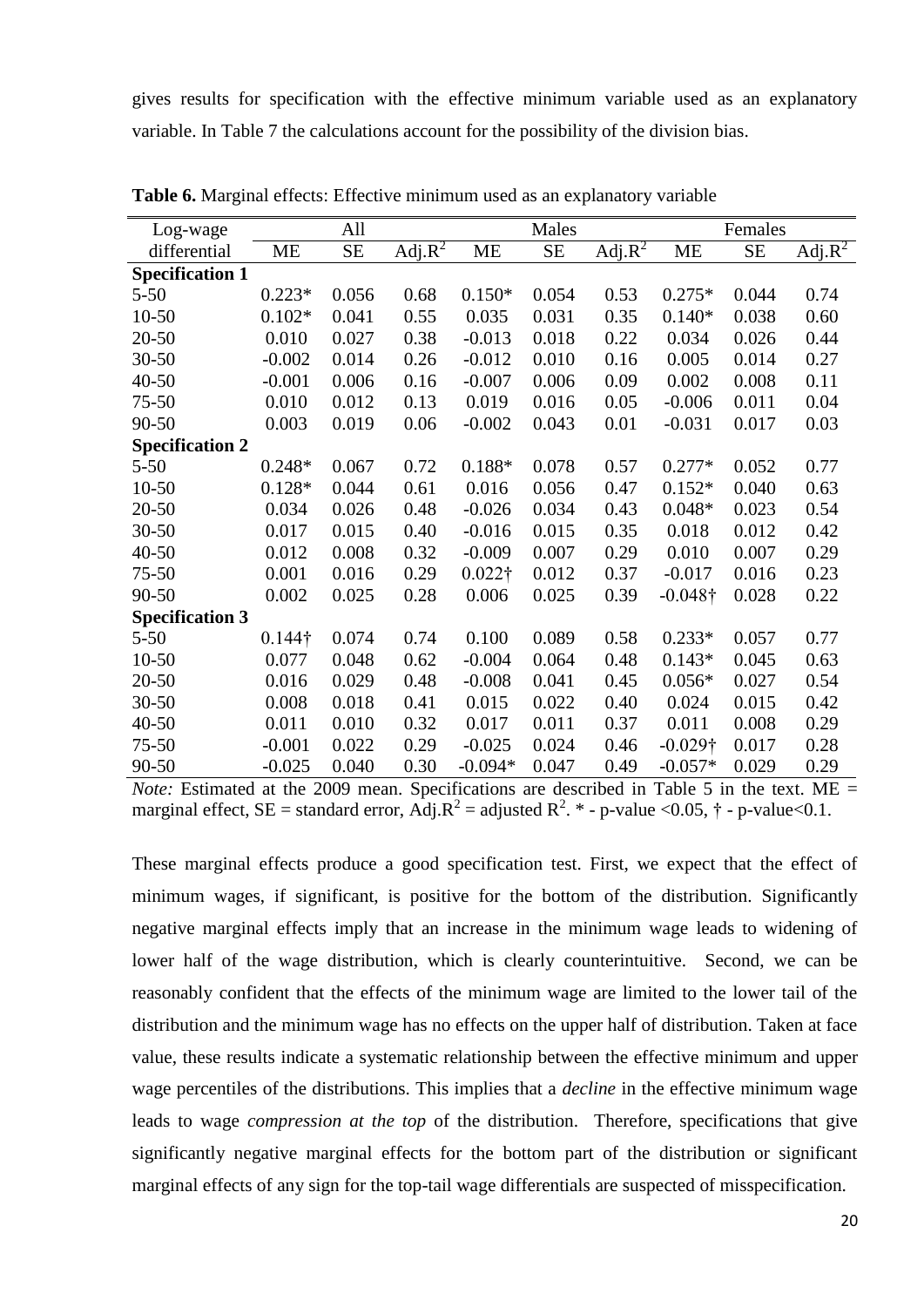gives results for specification with the effective minimum variable used as an explanatory variable. In Table 7 the calculations account for the possibility of the division bias.

**Table 6.** Marginal effects: Effective minimum used as an explanatory variable

| Log-wage differential | All | | | Males | | | Females | | |
|---|---|---|---|---|---|---|---|---|---|
| | ME | SE | Adj.$R^2$ | ME | SE | Adj.$R^2$ | ME | SE | Adj.$R^2$ |
| **Specification 1** | | | | | | | | | |
| 5-50 | 0.223* | 0.056 | 0.68 | 0.150* | 0.054 | 0.53 | 0.275* | 0.044 | 0.74 |
| 10-50 | 0.102* | 0.041 | 0.55 | 0.035 | 0.031 | 0.35 | 0.140* | 0.038 | 0.60 |
| 20-50 | 0.010 | 0.027 | 0.38 | -0.013 | 0.018 | 0.22 | 0.034 | 0.026 | 0.44 |
| 30-50 | -0.002 | 0.014 | 0.26 | -0.012 | 0.010 | 0.16 | 0.005 | 0.014 | 0.27 |
| 40-50 | -0.001 | 0.006 | 0.16 | -0.007 | 0.006 | 0.09 | 0.002 | 0.008 | 0.11 |
| 75-50 | 0.010 | 0.012 | 0.13 | 0.019 | 0.016 | 0.05 | -0.006 | 0.011 | 0.04 |
| 90-50 | 0.003 | 0.019 | 0.06 | -0.002 | 0.043 | 0.01 | -0.031 | 0.017 | 0.03 |
| **Specification 2** | | | | | | | | | |
| 5-50 | 0.248* | 0.067 | 0.72 | 0.188* | 0.078 | 0.57 | 0.277* | 0.052 | 0.77 |
| 10-50 | 0.128* | 0.044 | 0.61 | 0.016 | 0.056 | 0.47 | 0.152* | 0.040 | 0.63 |
| 20-50 | 0.034 | 0.026 | 0.48 | -0.026 | 0.034 | 0.43 | 0.048* | 0.023 | 0.54 |
| 30-50 | 0.017 | 0.015 | 0.40 | -0.016 | 0.015 | 0.35 | 0.018 | 0.012 | 0.42 |
| 40-50 | 0.012 | 0.008 | 0.32 | -0.009 | 0.007 | 0.29 | 0.010 | 0.007 | 0.29 |
| 75-50 | 0.001 | 0.016 | 0.29 | 0.022† | 0.012 | 0.37 | -0.017 | 0.016 | 0.23 |
| 90-50 | 0.002 | 0.025 | 0.28 | 0.006 | 0.025 | 0.39 | -0.048† | 0.028 | 0.22 |
| **Specification 3** | | | | | | | | | |
| 5-50 | 0.144† | 0.074 | 0.74 | 0.100 | 0.089 | 0.58 | 0.233* | 0.057 | 0.77 |
| 10-50 | 0.077 | 0.048 | 0.62 | -0.004 | 0.064 | 0.48 | 0.143* | 0.045 | 0.63 |
| 20-50 | 0.016 | 0.029 | 0.48 | -0.008 | 0.041 | 0.45 | 0.056* | 0.027 | 0.54 |
| 30-50 | 0.008 | 0.018 | 0.41 | 0.015 | 0.022 | 0.40 | 0.024 | 0.015 | 0.42 |
| 40-50 | 0.011 | 0.010 | 0.32 | 0.017 | 0.011 | 0.37 | 0.011 | 0.008 | 0.29 |
| 75-50 | -0.001 | 0.022 | 0.29 | -0.025 | 0.024 | 0.46 | -0.029† | 0.017 | 0.28 |
| 90-50 | -0.025 | 0.040 | 0.30 | -0.094* | 0.047 | 0.49 | -0.057* | 0.029 | 0.29 |

*Note:* Estimated at the 2009 mean. Specifications are described in Table 5 in the text. ME = marginal effect, SE = standard error, Adj.$R^2$ = adjusted $R^2$. * - p-value <0.05, † - p-value<0.1.

These marginal effects produce a good specification test. First, we expect that the effect of minimum wages, if significant, is positive for the bottom of the distribution. Significantly negative marginal effects imply that an increase in the minimum wage leads to widening of lower half of the wage distribution, which is clearly counterintuitive. Second, we can be reasonably confident that the effects of the minimum wage are limited to the lower tail of the distribution and the minimum wage has no effects on the upper half of distribution. Taken at face value, these results indicate a systematic relationship between the effective minimum and upper wage percentiles of the distributions. This implies that a *decline* in the effective minimum wage leads to wage *compression at the top* of the distribution. Therefore, specifications that give significantly negative marginal effects for the bottom part of the distribution or significant marginal effects of any sign for the top-tail wage differentials are suspected of misspecification.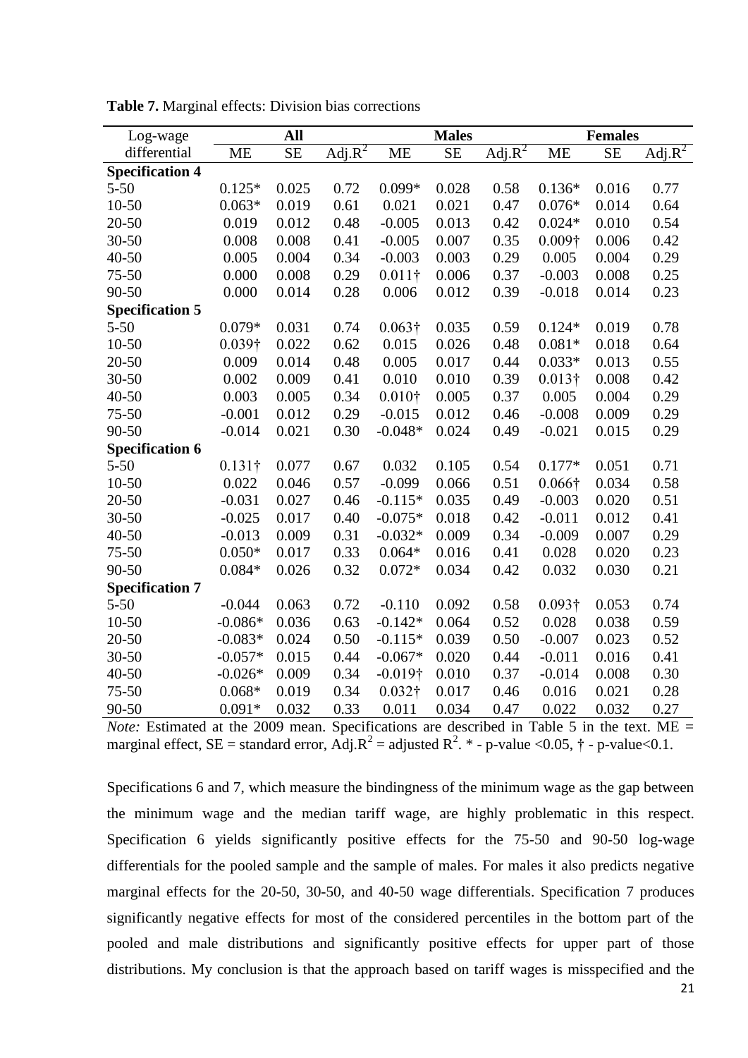**Table 7.** Marginal effects: Division bias corrections

| Log-wage differential | All | | | Males | | | Females | | |
|---|---|---|---|---|---|---|---|---|---|
| | ME | SE | Adj.$R^2$ | ME | SE | Adj.$R^2$ | ME | SE | Adj.$R^2$ |
| **Specification 4** | | | | | | | | | |
| 5-50 | 0.125* | 0.025 | 0.72 | 0.099* | 0.028 | 0.58 | 0.136* | 0.016 | 0.77 |
| 10-50 | 0.063* | 0.019 | 0.61 | 0.021 | 0.021 | 0.47 | 0.076* | 0.014 | 0.64 |
| 20-50 | 0.019 | 0.012 | 0.48 | -0.005 | 0.013 | 0.42 | 0.024* | 0.010 | 0.54 |
| 30-50 | 0.008 | 0.008 | 0.41 | -0.005 | 0.007 | 0.35 | 0.009† | 0.006 | 0.42 |
| 40-50 | 0.005 | 0.004 | 0.34 | -0.003 | 0.003 | 0.29 | 0.005 | 0.004 | 0.29 |
| 75-50 | 0.000 | 0.008 | 0.29 | 0.011† | 0.006 | 0.37 | -0.003 | 0.008 | 0.25 |
| 90-50 | 0.000 | 0.014 | 0.28 | 0.006 | 0.012 | 0.39 | -0.018 | 0.014 | 0.23 |
| **Specification 5** | | | | | | | | | |
| 5-50 | 0.079* | 0.031 | 0.74 | 0.063† | 0.035 | 0.59 | 0.124* | 0.019 | 0.78 |
| 10-50 | 0.039† | 0.022 | 0.62 | 0.015 | 0.026 | 0.48 | 0.081* | 0.018 | 0.64 |
| 20-50 | 0.009 | 0.014 | 0.48 | 0.005 | 0.017 | 0.44 | 0.033* | 0.013 | 0.55 |
| 30-50 | 0.002 | 0.009 | 0.41 | 0.010 | 0.010 | 0.39 | 0.013† | 0.008 | 0.42 |
| 40-50 | 0.003 | 0.005 | 0.34 | 0.010† | 0.005 | 0.37 | 0.005 | 0.004 | 0.29 |
| 75-50 | -0.001 | 0.012 | 0.29 | -0.015 | 0.012 | 0.46 | -0.008 | 0.009 | 0.29 |
| 90-50 | -0.014 | 0.021 | 0.30 | -0.048* | 0.024 | 0.49 | -0.021 | 0.015 | 0.29 |
| **Specification 6** | | | | | | | | | |
| 5-50 | 0.131† | 0.077 | 0.67 | 0.032 | 0.105 | 0.54 | 0.177* | 0.051 | 0.71 |
| 10-50 | 0.022 | 0.046 | 0.57 | -0.099 | 0.066 | 0.51 | 0.066† | 0.034 | 0.58 |
| 20-50 | -0.031 | 0.027 | 0.46 | -0.115* | 0.035 | 0.49 | -0.003 | 0.020 | 0.51 |
| 30-50 | -0.025 | 0.017 | 0.40 | -0.075* | 0.018 | 0.42 | -0.011 | 0.012 | 0.41 |
| 40-50 | -0.013 | 0.009 | 0.31 | -0.032* | 0.009 | 0.34 | -0.009 | 0.007 | 0.29 |
| 75-50 | 0.050* | 0.017 | 0.33 | 0.064* | 0.016 | 0.41 | 0.028 | 0.020 | 0.23 |
| 90-50 | 0.084* | 0.026 | 0.32 | 0.072* | 0.034 | 0.42 | 0.032 | 0.030 | 0.21 |
| **Specification 7** | | | | | | | | | |
| 5-50 | -0.044 | 0.063 | 0.72 | -0.110 | 0.092 | 0.58 | 0.093† | 0.053 | 0.74 |
| 10-50 | -0.086* | 0.036 | 0.63 | -0.142* | 0.064 | 0.52 | 0.028 | 0.038 | 0.59 |
| 20-50 | -0.083* | 0.024 | 0.50 | -0.115* | 0.039 | 0.50 | -0.007 | 0.023 | 0.52 |
| 30-50 | -0.057* | 0.015 | 0.44 | -0.067* | 0.020 | 0.44 | -0.011 | 0.016 | 0.41 |
| 40-50 | -0.026* | 0.009 | 0.34 | -0.019† | 0.010 | 0.37 | -0.014 | 0.008 | 0.30 |
| 75-50 | 0.068* | 0.019 | 0.34 | 0.032† | 0.017 | 0.46 | 0.016 | 0.021 | 0.28 |
| 90-50 | 0.091* | 0.032 | 0.33 | 0.011 | 0.034 | 0.47 | 0.022 | 0.032 | 0.27 |

*Note:* Estimated at the 2009 mean. Specifications are described in Table 5 in the text. ME = marginal effect, SE = standard error, Adj.$R^2$ = adjusted $R^2$. * - p-value <0.05, † - p-value<0.1.

Specifications 6 and 7, which measure the bindingness of the minimum wage as the gap between the minimum wage and the median tariff wage, are highly problematic in this respect. Specification 6 yields significantly positive effects for the 75-50 and 90-50 log-wage differentials for the pooled sample and the sample of males. For males it also predicts negative marginal effects for the 20-50, 30-50, and 40-50 wage differentials. Specification 7 produces significantly negative effects for most of the considered percentiles in the bottom part of the pooled and male distributions and significantly positive effects for upper part of those distributions. My conclusion is that the approach based on tariff wages is misspecified and the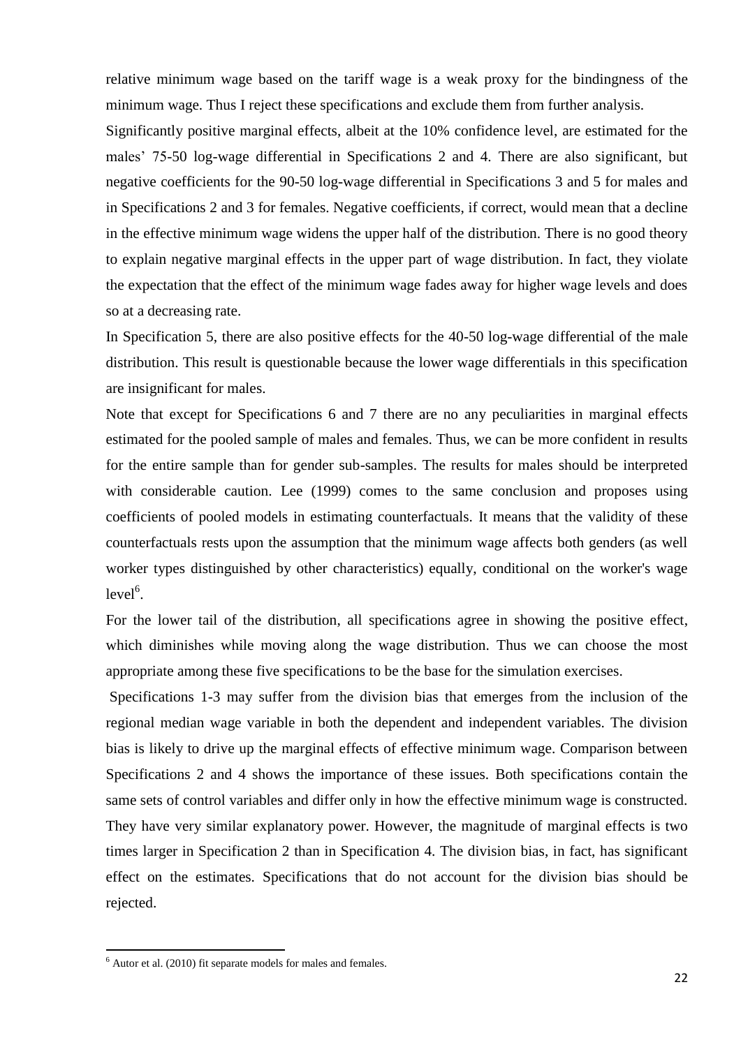relative minimum wage based on the tariff wage is a weak proxy for the bindingness of the minimum wage. Thus I reject these specifications and exclude them from further analysis.

Significantly positive marginal effects, albeit at the 10% confidence level, are estimated for the males' 75-50 log-wage differential in Specifications 2 and 4. There are also significant, but negative coefficients for the 90-50 log-wage differential in Specifications 3 and 5 for males and in Specifications 2 and 3 for females. Negative coefficients, if correct, would mean that a decline in the effective minimum wage widens the upper half of the distribution. There is no good theory to explain negative marginal effects in the upper part of wage distribution. In fact, they violate the expectation that the effect of the minimum wage fades away for higher wage levels and does so at a decreasing rate.

In Specification 5, there are also positive effects for the 40-50 log-wage differential of the male distribution. This result is questionable because the lower wage differentials in this specification are insignificant for males.

Note that except for Specifications 6 and 7 there are no any peculiarities in marginal effects estimated for the pooled sample of males and females. Thus, we can be more confident in results for the entire sample than for gender sub-samples. The results for males should be interpreted with considerable caution. Lee (1999) comes to the same conclusion and proposes using coefficients of pooled models in estimating counterfactuals. It means that the validity of these counterfactuals rests upon the assumption that the minimum wage affects both genders (as well worker types distinguished by other characteristics) equally, conditional on the worker's wage level[6].

For the lower tail of the distribution, all specifications agree in showing the positive effect, which diminishes while moving along the wage distribution. Thus we can choose the most appropriate among these five specifications to be the base for the simulation exercises.

Specifications 1-3 may suffer from the division bias that emerges from the inclusion of the regional median wage variable in both the dependent and independent variables. The division bias is likely to drive up the marginal effects of effective minimum wage. Comparison between Specifications 2 and 4 shows the importance of these issues. Both specifications contain the same sets of control variables and differ only in how the effective minimum wage is constructed. They have very similar explanatory power. However, the magnitude of marginal effects is two times larger in Specification 2 than in Specification 4. The division bias, in fact, has significant effect on the estimates. Specifications that do not account for the division bias should be rejected.

[6] Autor et al. (2010) fit separate models for males and females.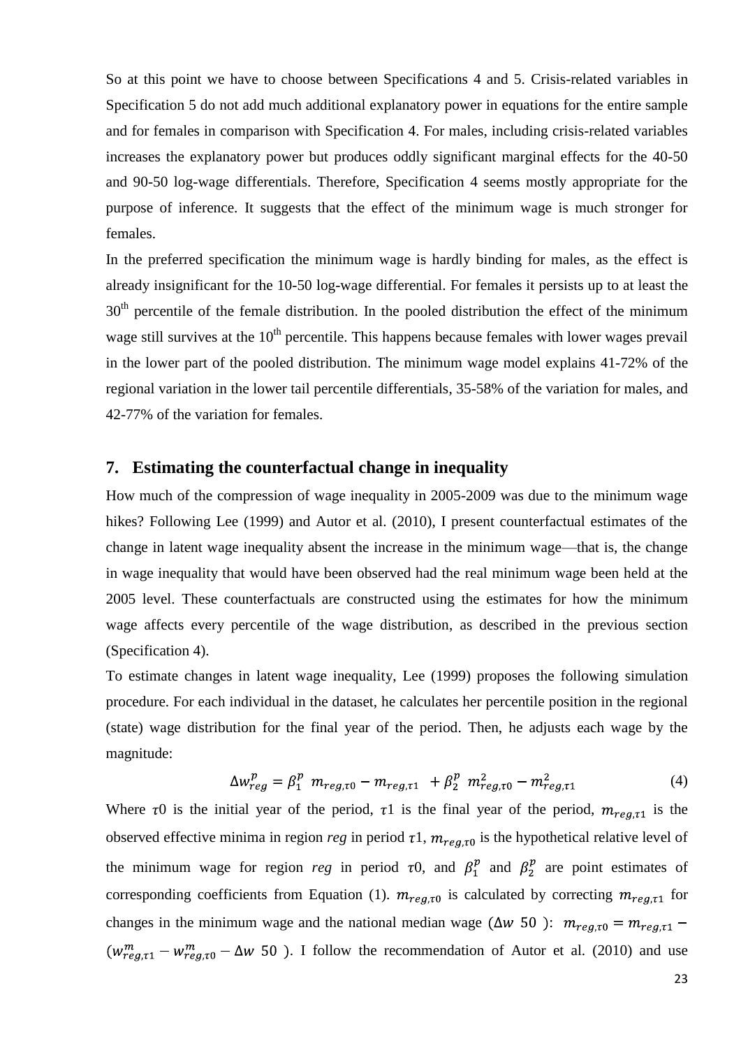So at this point we have to choose between Specifications 4 and 5. Crisis-related variables in Specification 5 do not add much additional explanatory power in equations for the entire sample and for females in comparison with Specification 4. For males, including crisis-related variables increases the explanatory power but produces oddly significant marginal effects for the 40-50 and 90-50 log-wage differentials. Therefore, Specification 4 seems mostly appropriate for the purpose of inference. It suggests that the effect of the minimum wage is much stronger for females.

In the preferred specification the minimum wage is hardly binding for males, as the effect is already insignificant for the 10-50 log-wage differential. For females it persists up to at least the 30th percentile of the female distribution. In the pooled distribution the effect of the minimum wage still survives at the 10th percentile. This happens because females with lower wages prevail in the lower part of the pooled distribution. The minimum wage model explains 41-72% of the regional variation in the lower tail percentile differentials, 35-58% of the variation for males, and 42-77% of the variation for females.

## 7. Estimating the counterfactual change in inequality

How much of the compression of wage inequality in 2005-2009 was due to the minimum wage hikes? Following Lee (1999) and Autor et al. (2010), I present counterfactual estimates of the change in latent wage inequality absent the increase in the minimum wage—that is, the change in wage inequality that would have been observed had the real minimum wage been held at the 2005 level. These counterfactuals are constructed using the estimates for how the minimum wage affects every percentile of the wage distribution, as described in the previous section (Specification 4).

To estimate changes in latent wage inequality, Lee (1999) proposes the following simulation procedure. For each individual in the dataset, he calculates her percentile position in the regional (state) wage distribution for the final year of the period. Then, he adjusts each wage by the magnitude:

$$\Delta w^{p}_{reg} = \beta^{p}_{1}\left(m_{reg,\tau 0} - m_{reg,\tau 1}\right) + \beta^{p}_{2}\left(m^{2}_{reg,\tau 0} - m^{2}_{reg,\tau 1}\right) \qquad (4)$$

Where $\tau 0$ is the initial year of the period, $\tau 1$ is the final year of the period, $m_{reg,\tau 1}$ is the observed effective minima in region *reg* in period $\tau 1$, $m_{reg,\tau 0}$ is the hypothetical relative level of the minimum wage for region *reg* in period $\tau 0$, and $\beta^{p}_{1}$ and $\beta^{p}_{2}$ are point estimates of corresponding coefficients from Equation (1). $m_{reg,\tau 0}$ is calculated by correcting $m_{reg,\tau 1}$ for changes in the minimum wage and the national median wage ($\Delta w(50)$): $m_{reg,\tau 0} = m_{reg,\tau 1} - (w^{m}_{reg,\tau 1} - w^{m}_{reg,\tau 0} - \Delta w(50))$. I follow the recommendation of Autor et al. (2010) and use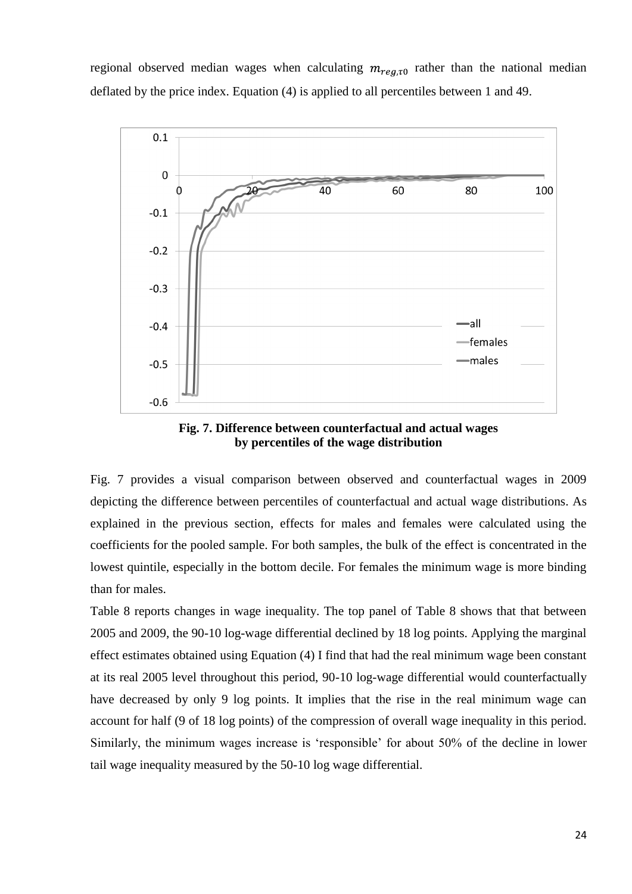regional observed median wages when calculating $m_{reg,\tau 0}$ rather than the national median deflated by the price index. Equation (4) is applied to all percentiles between 1 and 49.

**Fig. 7. Difference between counterfactual and actual wages by percentiles of the wage distribution**

Fig. 7 provides a visual comparison between observed and counterfactual wages in 2009 depicting the difference between percentiles of counterfactual and actual wage distributions. As explained in the previous section, effects for males and females were calculated using the coefficients for the pooled sample. For both samples, the bulk of the effect is concentrated in the lowest quintile, especially in the bottom decile. For females the minimum wage is more binding than for males.

Table 8 reports changes in wage inequality. The top panel of Table 8 shows that that between 2005 and 2009, the 90-10 log-wage differential declined by 18 log points. Applying the marginal effect estimates obtained using Equation (4) I find that had the real minimum wage been constant at its real 2005 level throughout this period, 90-10 log-wage differential would counterfactually have decreased by only 9 log points. It implies that the rise in the real minimum wage can account for half (9 of 18 log points) of the compression of overall wage inequality in this period. Similarly, the minimum wages increase is 'responsible' for about 50% of the decline in lower tail wage inequality measured by the 50-10 log wage differential.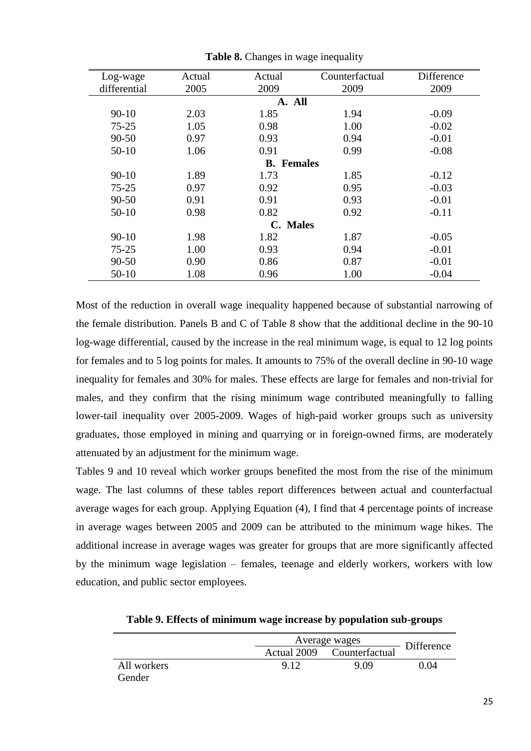**Table 8.** Changes in wage inequality

| Log-wage differential | Actual 2005 | Actual 2009 | Counterfactual 2009 | Difference 2009 |
|---|---|---|---|---|
| **A. All** | | | | |
| 90-10 | 2.03 | 1.85 | 1.94 | -0.09 |
| 75-25 | 1.05 | 0.98 | 1.00 | -0.02 |
| 90-50 | 0.97 | 0.93 | 0.94 | -0.01 |
| 50-10 | 1.06 | 0.91 | 0.99 | -0.08 |
| **B. Females** | | | | |
| 90-10 | 1.89 | 1.73 | 1.85 | -0.12 |
| 75-25 | 0.97 | 0.92 | 0.95 | -0.03 |
| 90-50 | 0.91 | 0.91 | 0.93 | -0.01 |
| 50-10 | 0.98 | 0.82 | 0.92 | -0.11 |
| **C. Males** | | | | |
| 90-10 | 1.98 | 1.82 | 1.87 | -0.05 |
| 75-25 | 1.00 | 0.93 | 0.94 | -0.01 |
| 90-50 | 0.90 | 0.86 | 0.87 | -0.01 |
| 50-10 | 1.08 | 0.96 | 1.00 | -0.04 |

Most of the reduction in overall wage inequality happened because of substantial narrowing of the female distribution. Panels B and C of Table 8 show that the additional decline in the 90-10 log-wage differential, caused by the increase in the real minimum wage, is equal to 12 log points for females and to 5 log points for males. It amounts to 75% of the overall decline in 90-10 wage inequality for females and 30% for males. These effects are large for females and non-trivial for males, and they confirm that the rising minimum wage contributed meaningfully to falling lower-tail inequality over 2005-2009. Wages of high-paid worker groups such as university graduates, those employed in mining and quarrying or in foreign-owned firms, are moderately attenuated by an adjustment for the minimum wage.

Tables 9 and 10 reveal which worker groups benefited the most from the rise of the minimum wage. The last columns of these tables report differences between actual and counterfactual average wages for each group. Applying Equation (4), I find that 4 percentage points of increase in average wages between 2005 and 2009 can be attributed to the minimum wage hikes. The additional increase in average wages was greater for groups that are more significantly affected by the minimum wage legislation – females, teenage and elderly workers, workers with low education, and public sector employees.

**Table 9. Effects of minimum wage increase by population sub-groups**

| | Average wages | | Difference |
|---|---|---|---|
| | Actual 2009 | Counterfactual | |
| All workers | 9.12 | 9.09 | 0.04 |
| Gender | | | |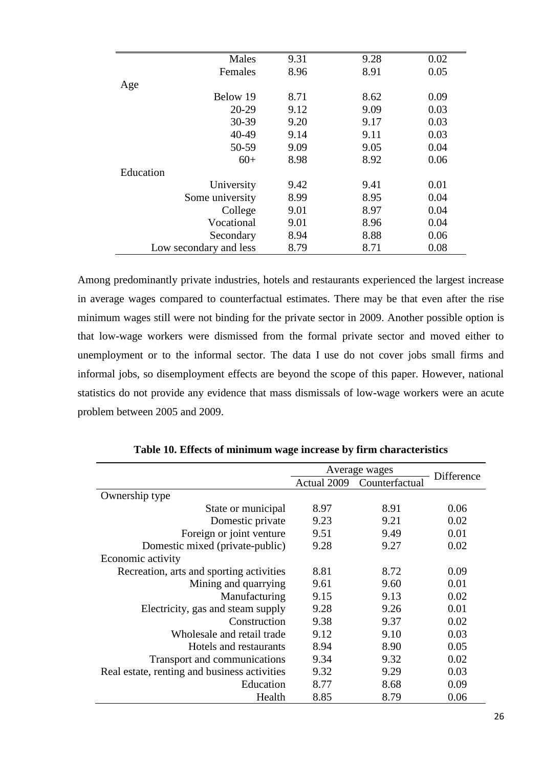| | | | |
|---|---|---|---|
| Males | 9.31 | 9.28 | 0.02 |
| Females | 8.96 | 8.91 | 0.05 |
| Age | | | |
| Below 19 | 8.71 | 8.62 | 0.09 |
| 20-29 | 9.12 | 9.09 | 0.03 |
| 30-39 | 9.20 | 9.17 | 0.03 |
| 40-49 | 9.14 | 9.11 | 0.03 |
| 50-59 | 9.09 | 9.05 | 0.04 |
| 60+ | 8.98 | 8.92 | 0.06 |
| Education | | | |
| University | 9.42 | 9.41 | 0.01 |
| Some university | 8.99 | 8.95 | 0.04 |
| College | 9.01 | 8.97 | 0.04 |
| Vocational | 9.01 | 8.96 | 0.04 |
| Secondary | 8.94 | 8.88 | 0.06 |
| Low secondary and less | 8.79 | 8.71 | 0.08 |

Among predominantly private industries, hotels and restaurants experienced the largest increase in average wages compared to counterfactual estimates. There may be that even after the rise minimum wages still were not binding for the private sector in 2009. Another possible option is that low-wage workers were dismissed from the formal private sector and moved either to unemployment or to the informal sector. The data I use do not cover jobs small firms and informal jobs, so disemployment effects are beyond the scope of this paper. However, national statistics do not provide any evidence that mass dismissals of low-wage workers were an acute problem between 2005 and 2009.

**Table 10. Effects of minimum wage increase by firm characteristics**

| | Average wages | | Difference |
|---|---|---|---|
| | Actual 2009 | Counterfactual | |
| Ownership type | | | |
| State or municipal | 8.97 | 8.91 | 0.06 |
| Domestic private | 9.23 | 9.21 | 0.02 |
| Foreign or joint venture | 9.51 | 9.49 | 0.01 |
| Domestic mixed (private-public) | 9.28 | 9.27 | 0.02 |
| Economic activity | | | |
| Recreation, arts and sporting activities | 8.81 | 8.72 | 0.09 |
| Mining and quarrying | 9.61 | 9.60 | 0.01 |
| Manufacturing | 9.15 | 9.13 | 0.02 |
| Electricity, gas and steam supply | 9.28 | 9.26 | 0.01 |
| Construction | 9.38 | 9.37 | 0.02 |
| Wholesale and retail trade | 9.12 | 9.10 | 0.03 |
| Hotels and restaurants | 8.94 | 8.90 | 0.05 |
| Transport and communications | 9.34 | 9.32 | 0.02 |
| Real estate, renting and business activities | 9.32 | 9.29 | 0.03 |
| Education | 8.77 | 8.68 | 0.09 |
| Health | 8.85 | 8.79 | 0.06 |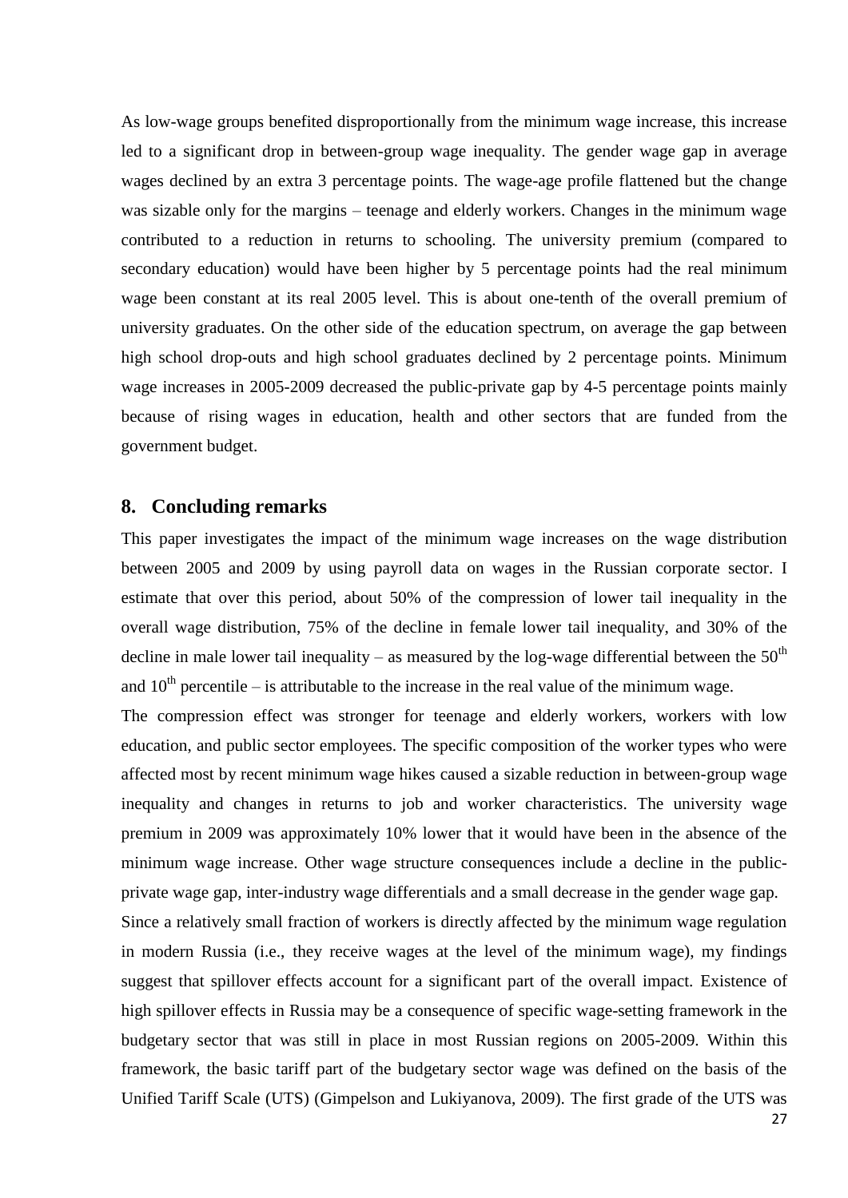As low-wage groups benefited disproportionally from the minimum wage increase, this increase led to a significant drop in between-group wage inequality. The gender wage gap in average wages declined by an extra 3 percentage points. The wage-age profile flattened but the change was sizable only for the margins – teenage and elderly workers. Changes in the minimum wage contributed to a reduction in returns to schooling. The university premium (compared to secondary education) would have been higher by 5 percentage points had the real minimum wage been constant at its real 2005 level. This is about one-tenth of the overall premium of university graduates. On the other side of the education spectrum, on average the gap between high school drop-outs and high school graduates declined by 2 percentage points. Minimum wage increases in 2005-2009 decreased the public-private gap by 4-5 percentage points mainly because of rising wages in education, health and other sectors that are funded from the government budget.

## 8. Concluding remarks

This paper investigates the impact of the minimum wage increases on the wage distribution between 2005 and 2009 by using payroll data on wages in the Russian corporate sector. I estimate that over this period, about 50% of the compression of lower tail inequality in the overall wage distribution, 75% of the decline in female lower tail inequality, and 30% of the decline in male lower tail inequality – as measured by the log-wage differential between the 50th and 10th percentile – is attributable to the increase in the real value of the minimum wage.

The compression effect was stronger for teenage and elderly workers, workers with low education, and public sector employees. The specific composition of the worker types who were affected most by recent minimum wage hikes caused a sizable reduction in between-group wage inequality and changes in returns to job and worker characteristics. The university wage premium in 2009 was approximately 10% lower that it would have been in the absence of the minimum wage increase. Other wage structure consequences include a decline in the public-private wage gap, inter-industry wage differentials and a small decrease in the gender wage gap.

Since a relatively small fraction of workers is directly affected by the minimum wage regulation in modern Russia (i.e., they receive wages at the level of the minimum wage), my findings suggest that spillover effects account for a significant part of the overall impact. Existence of high spillover effects in Russia may be a consequence of specific wage-setting framework in the budgetary sector that was still in place in most Russian regions on 2005-2009. Within this framework, the basic tariff part of the budgetary sector wage was defined on the basis of the Unified Tariff Scale (UTS) (Gimpelson and Lukiyanova, 2009). The first grade of the UTS was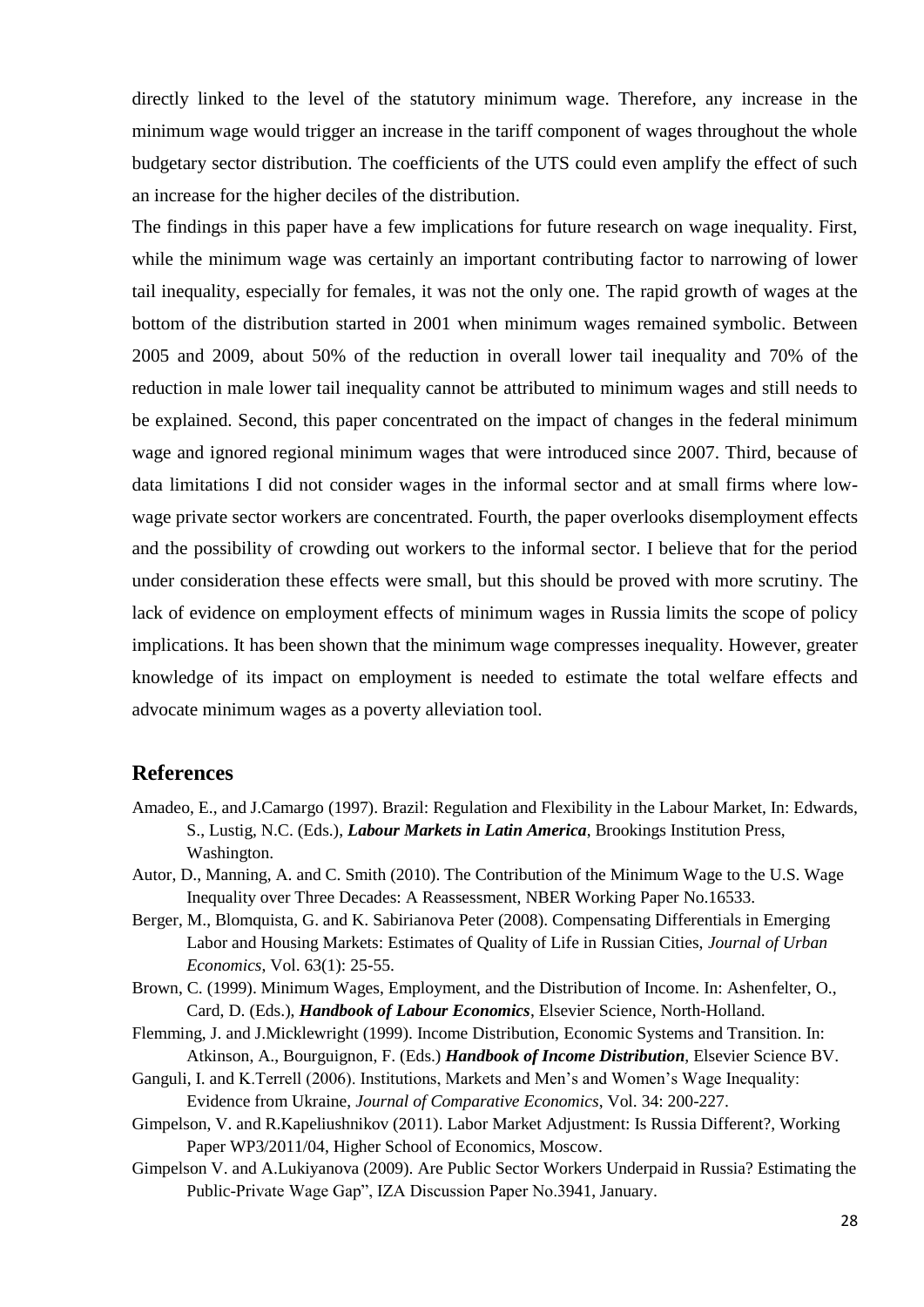directly linked to the level of the statutory minimum wage. Therefore, any increase in the minimum wage would trigger an increase in the tariff component of wages throughout the whole budgetary sector distribution. The coefficients of the UTS could even amplify the effect of such an increase for the higher deciles of the distribution.

The findings in this paper have a few implications for future research on wage inequality. First, while the minimum wage was certainly an important contributing factor to narrowing of lower tail inequality, especially for females, it was not the only one. The rapid growth of wages at the bottom of the distribution started in 2001 when minimum wages remained symbolic. Between 2005 and 2009, about 50% of the reduction in overall lower tail inequality and 70% of the reduction in male lower tail inequality cannot be attributed to minimum wages and still needs to be explained. Second, this paper concentrated on the impact of changes in the federal minimum wage and ignored regional minimum wages that were introduced since 2007. Third, because of data limitations I did not consider wages in the informal sector and at small firms where low-wage private sector workers are concentrated. Fourth, the paper overlooks disemployment effects and the possibility of crowding out workers to the informal sector. I believe that for the period under consideration these effects were small, but this should be proved with more scrutiny. The lack of evidence on employment effects of minimum wages in Russia limits the scope of policy implications. It has been shown that the minimum wage compresses inequality. However, greater knowledge of its impact on employment is needed to estimate the total welfare effects and advocate minimum wages as a poverty alleviation tool.

## References

Amadeo, E., and J.Camargo (1997). Brazil: Regulation and Flexibility in the Labour Market, In: Edwards, S., Lustig, N.C. (Eds.), ***Labour Markets in Latin America***, Brookings Institution Press, Washington.

Autor, D., Manning, A. and C. Smith (2010). The Contribution of the Minimum Wage to the U.S. Wage Inequality over Three Decades: A Reassessment, NBER Working Paper No.16533.

Berger, M., Blomquista, G. and K. Sabirianova Peter (2008). Compensating Differentials in Emerging Labor and Housing Markets: Estimates of Quality of Life in Russian Cities, *Journal of Urban Economics*, Vol. 63(1): 25-55.

Brown, C. (1999). Minimum Wages, Employment, and the Distribution of Income. In: Ashenfelter, O., Card, D. (Eds.), ***Handbook of Labour Economics***, Elsevier Science, North-Holland.

Flemming, J. and J.Micklewright (1999). Income Distribution, Economic Systems and Transition. In: Atkinson, A., Bourguignon, F. (Eds.) ***Handbook of Income Distribution***, Elsevier Science BV.

Ganguli, I. and K.Terrell (2006). Institutions, Markets and Men's and Women's Wage Inequality: Evidence from Ukraine, *Journal of Comparative Economics*, Vol. 34: 200-227.

Gimpelson, V. and R.Kapeliushnikov (2011). Labor Market Adjustment: Is Russia Different?, Working Paper WP3/2011/04, Higher School of Economics, Moscow.

Gimpelson V. and A.Lukiyanova (2009). Are Public Sector Workers Underpaid in Russia? Estimating the Public-Private Wage Gap", IZA Discussion Paper No.3941, January.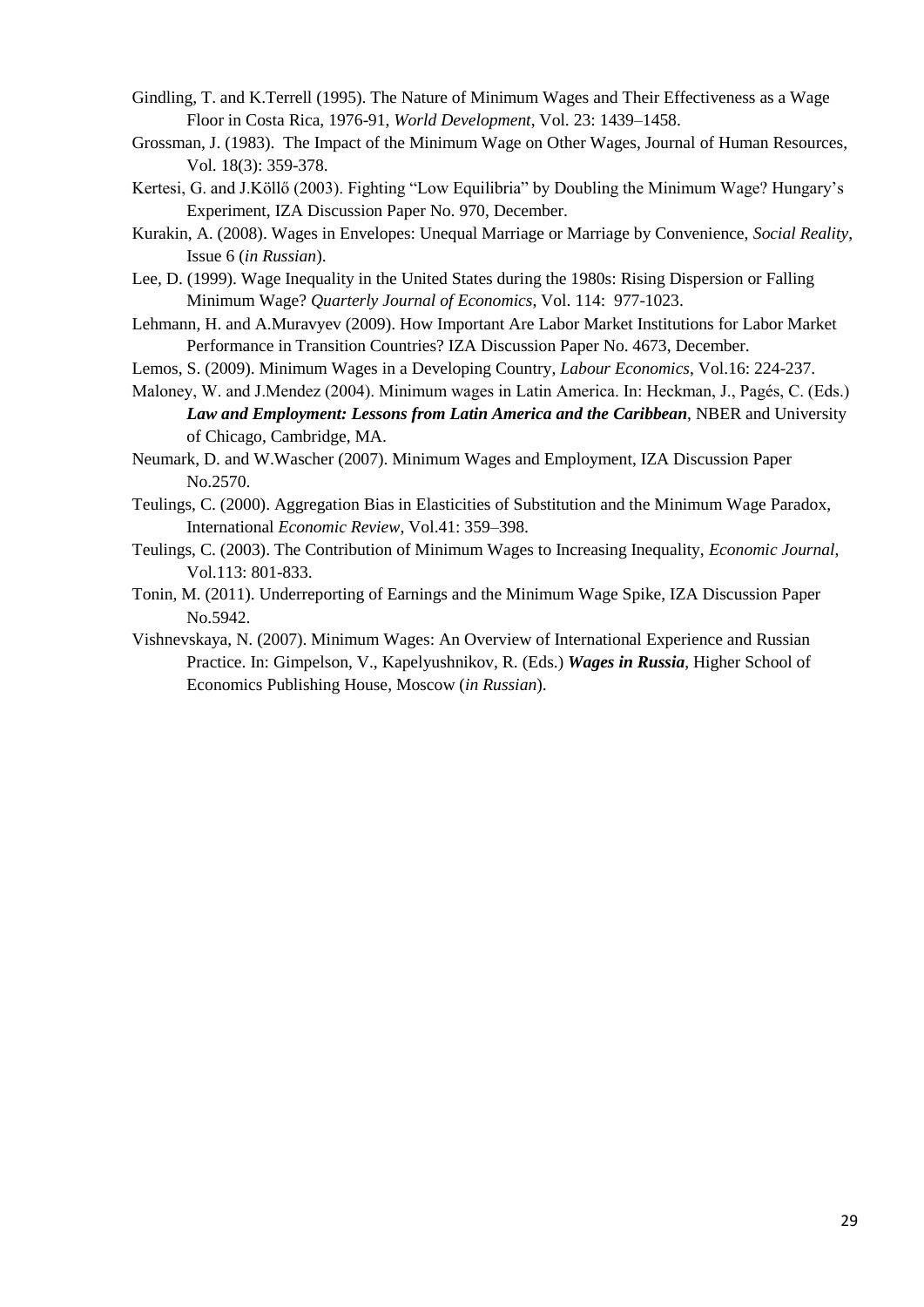Gindling, T. and K.Terrell (1995). The Nature of Minimum Wages and Their Effectiveness as a Wage Floor in Costa Rica, 1976-91, *World Development*, Vol. 23: 1439–1458.

Grossman, J. (1983). The Impact of the Minimum Wage on Other Wages, Journal of Human Resources, Vol. 18(3): 359-378.

Kertesi, G. and J.Köllő (2003). Fighting "Low Equilibria" by Doubling the Minimum Wage? Hungary's Experiment, IZA Discussion Paper No. 970, December.

Kurakin, A. (2008). Wages in Envelopes: Unequal Marriage or Marriage by Convenience, *Social Reality*, Issue 6 (*in Russian*).

Lee, D. (1999). Wage Inequality in the United States during the 1980s: Rising Dispersion or Falling Minimum Wage? *Quarterly Journal of Economics*, Vol. 114: 977-1023.

Lehmann, H. and A.Muravyev (2009). How Important Are Labor Market Institutions for Labor Market Performance in Transition Countries? IZA Discussion Paper No. 4673, December.

Lemos, S. (2009). Minimum Wages in a Developing Country, *Labour Economics*, Vol.16: 224-237.

Maloney, W. and J.Mendez (2004). Minimum wages in Latin America. In: Heckman, J., Pagés, C. (Eds.) ***Law and Employment: Lessons from Latin America and the Caribbean***, NBER and University of Chicago, Cambridge, MA.

Neumark, D. and W.Wascher (2007). Minimum Wages and Employment, IZA Discussion Paper No.2570.

Teulings, C. (2000). Aggregation Bias in Elasticities of Substitution and the Minimum Wage Paradox, International *Economic Review*, Vol.41: 359–398.

Teulings, C. (2003). The Contribution of Minimum Wages to Increasing Inequality, *Economic Journal*, Vol.113: 801-833.

Tonin, M. (2011). Underreporting of Earnings and the Minimum Wage Spike, IZA Discussion Paper No.5942.

Vishnevskaya, N. (2007). Minimum Wages: An Overview of International Experience and Russian Practice. In: Gimpelson, V., Kapelyushnikov, R. (Eds.) ***Wages in Russia***, Higher School of Economics Publishing House, Moscow (*in Russian*).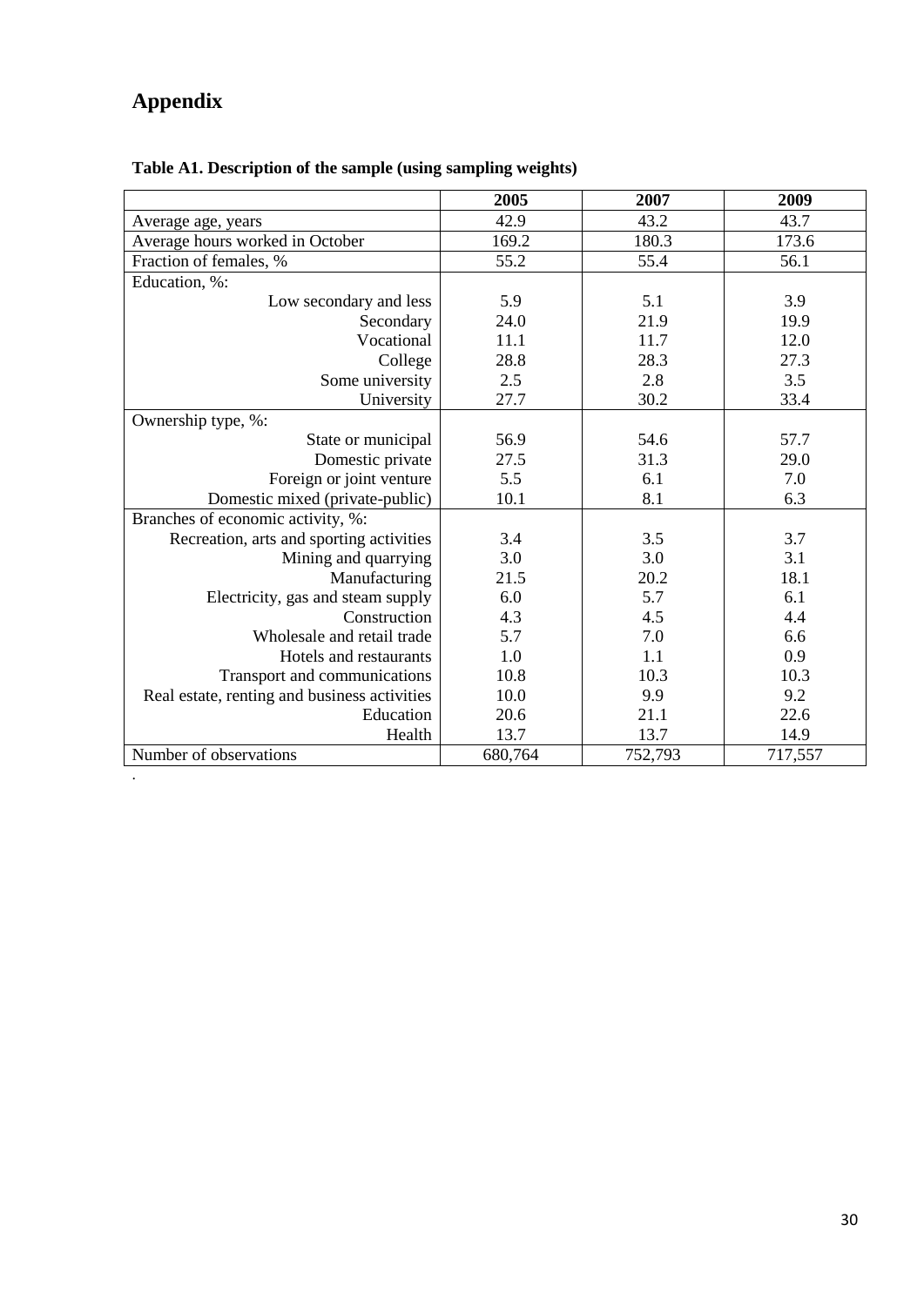# Appendix

**Table A1. Description of the sample (using sampling weights)**

| | 2005 | 2007 | 2009 |
|---|---|---|---|
| Average age, years | 42.9 | 43.2 | 43.7 |
| Average hours worked in October | 169.2 | 180.3 | 173.6 |
| Fraction of females, % | 55.2 | 55.4 | 56.1 |
| Education, %: | | | |
| Low secondary and less | 5.9 | 5.1 | 3.9 |
| Secondary | 24.0 | 21.9 | 19.9 |
| Vocational | 11.1 | 11.7 | 12.0 |
| College | 28.8 | 28.3 | 27.3 |
| Some university | 2.5 | 2.8 | 3.5 |
| University | 27.7 | 30.2 | 33.4 |
| Ownership type, %: | | | |
| State or municipal | 56.9 | 54.6 | 57.7 |
| Domestic private | 27.5 | 31.3 | 29.0 |
| Foreign or joint venture | 5.5 | 6.1 | 7.0 |
| Domestic mixed (private-public) | 10.1 | 8.1 | 6.3 |
| Branches of economic activity, %: | | | |
| Recreation, arts and sporting activities | 3.4 | 3.5 | 3.7 |
| Mining and quarrying | 3.0 | 3.0 | 3.1 |
| Manufacturing | 21.5 | 20.2 | 18.1 |
| Electricity, gas and steam supply | 6.0 | 5.7 | 6.1 |
| Construction | 4.3 | 4.5 | 4.4 |
| Wholesale and retail trade | 5.7 | 7.0 | 6.6 |
| Hotels and restaurants | 1.0 | 1.1 | 0.9 |
| Transport and communications | 10.8 | 10.3 | 10.3 |
| Real estate, renting and business activities | 10.0 | 9.9 | 9.2 |
| Education | 20.6 | 21.1 | 22.6 |
| Health | 13.7 | 13.7 | 14.9 |
| Number of observations | 680,764 | 752,793 | 717,557 |

.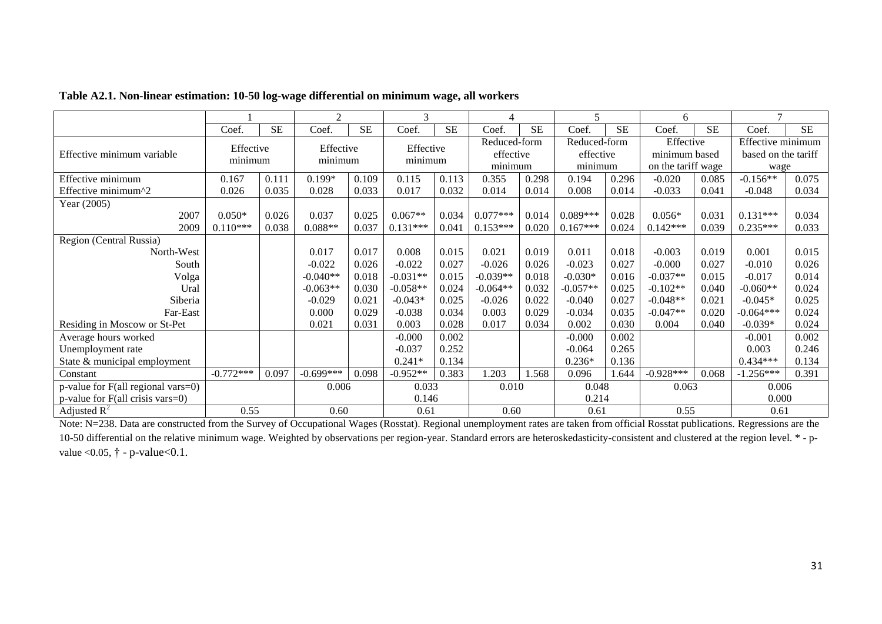**Table A2.1. Non-linear estimation: 10-50 log-wage differential on minimum wage, all workers**

| | 1 | | 2 | | 3 | | 4 | | 5 | | 6 | | 7 | |
|---|---|---|---|---|---|---|---|---|---|---|---|---|---|---|
| | Coef. | SE | Coef. | SE | Coef. | SE | Coef. | SE | Coef. | SE | Coef. | SE | Coef. | SE |
| Effective minimum variable | Effective minimum | | Effective minimum | | Effective minimum | | Reduced-form effective minimum | | Reduced-form effective minimum | | Effective minimum based on the tariff wage | | Effective minimum based on the tariff wage | |
| Effective minimum | 0.167 | 0.111 | 0.199* | 0.109 | 0.115 | 0.113 | 0.355 | 0.298 | 0.194 | 0.296 | -0.020 | 0.085 | -0.156** | 0.075 |
| Effective minimum^2 | 0.026 | 0.035 | 0.028 | 0.033 | 0.017 | 0.032 | 0.014 | 0.014 | 0.008 | 0.014 | -0.033 | 0.041 | -0.048 | 0.034 |
| Year (2005) | | | | | | | | | | | | | | |
| 2007 | 0.050* | 0.026 | 0.037 | 0.025 | 0.067** | 0.034 | 0.077*** | 0.014 | 0.089*** | 0.028 | 0.056* | 0.031 | 0.131*** | 0.034 |
| 2009 | 0.110*** | 0.038 | 0.088** | 0.037 | 0.131*** | 0.041 | 0.153*** | 0.020 | 0.167*** | 0.024 | 0.142*** | 0.039 | 0.235*** | 0.033 |
| Region (Central Russia) | | | | | | | | | | | | | | |
| North-West | | | 0.017 | 0.017 | 0.008 | 0.015 | 0.021 | 0.019 | 0.011 | 0.018 | -0.003 | 0.019 | 0.001 | 0.015 |
| South | | | -0.022 | 0.026 | -0.022 | 0.027 | -0.026 | 0.026 | -0.023 | 0.027 | -0.000 | 0.027 | -0.010 | 0.026 |
| Volga | | | -0.040** | 0.018 | -0.031** | 0.015 | -0.039** | 0.018 | -0.030* | 0.016 | -0.037** | 0.015 | -0.017 | 0.014 |
| Ural | | | -0.063** | 0.030 | -0.058** | 0.024 | -0.064** | 0.032 | -0.057** | 0.025 | -0.102** | 0.040 | -0.060** | 0.024 |
| Siberia | | | -0.029 | 0.021 | -0.043* | 0.025 | -0.026 | 0.022 | -0.040 | 0.027 | -0.048** | 0.021 | -0.045* | 0.025 |
| Far-East | | | 0.000 | 0.029 | -0.038 | 0.034 | 0.003 | 0.029 | -0.034 | 0.035 | -0.047** | 0.020 | -0.064*** | 0.024 |
| Residing in Moscow or St-Pet | | | 0.021 | 0.031 | 0.003 | 0.028 | 0.017 | 0.034 | 0.002 | 0.030 | 0.004 | 0.040 | -0.039* | 0.024 |
| Average hours worked | | | | | -0.000 | 0.002 | | | -0.000 | 0.002 | | | -0.001 | 0.002 |
| Unemployment rate | | | | | -0.037 | 0.252 | | | -0.064 | 0.265 | | | 0.003 | 0.246 |
| State & municipal employment | | | | | 0.241* | 0.134 | | | 0.236* | 0.136 | | | 0.434*** | 0.134 |
| Constant | -0.772*** | 0.097 | -0.699*** | 0.098 | -0.952** | 0.383 | 1.203 | 1.568 | 0.096 | 1.644 | -0.928*** | 0.068 | -1.256*** | 0.391 |
| p-value for F(all regional vars=0) | | | 0.006 | | 0.033 | | 0.010 | | 0.048 | | 0.063 | | 0.006 | |
| p-value for F(all crisis vars=0) | | | | | 0.146 | | | | 0.214 | | | | 0.000 | |
| Adjusted $R^2$ | 0.55 | | 0.60 | | 0.61 | | 0.60 | | 0.61 | | 0.55 | | 0.61 | |

Note: N=238. Data are constructed from the Survey of Occupational Wages (Rosstat). Regional unemployment rates are taken from official Rosstat publications. Regressions are the 10-50 differential on the relative minimum wage. Weighted by observations per region-year. Standard errors are heteroskedasticity-consistent and clustered at the region level. * - p-value <0.05, † - p-value<0.1.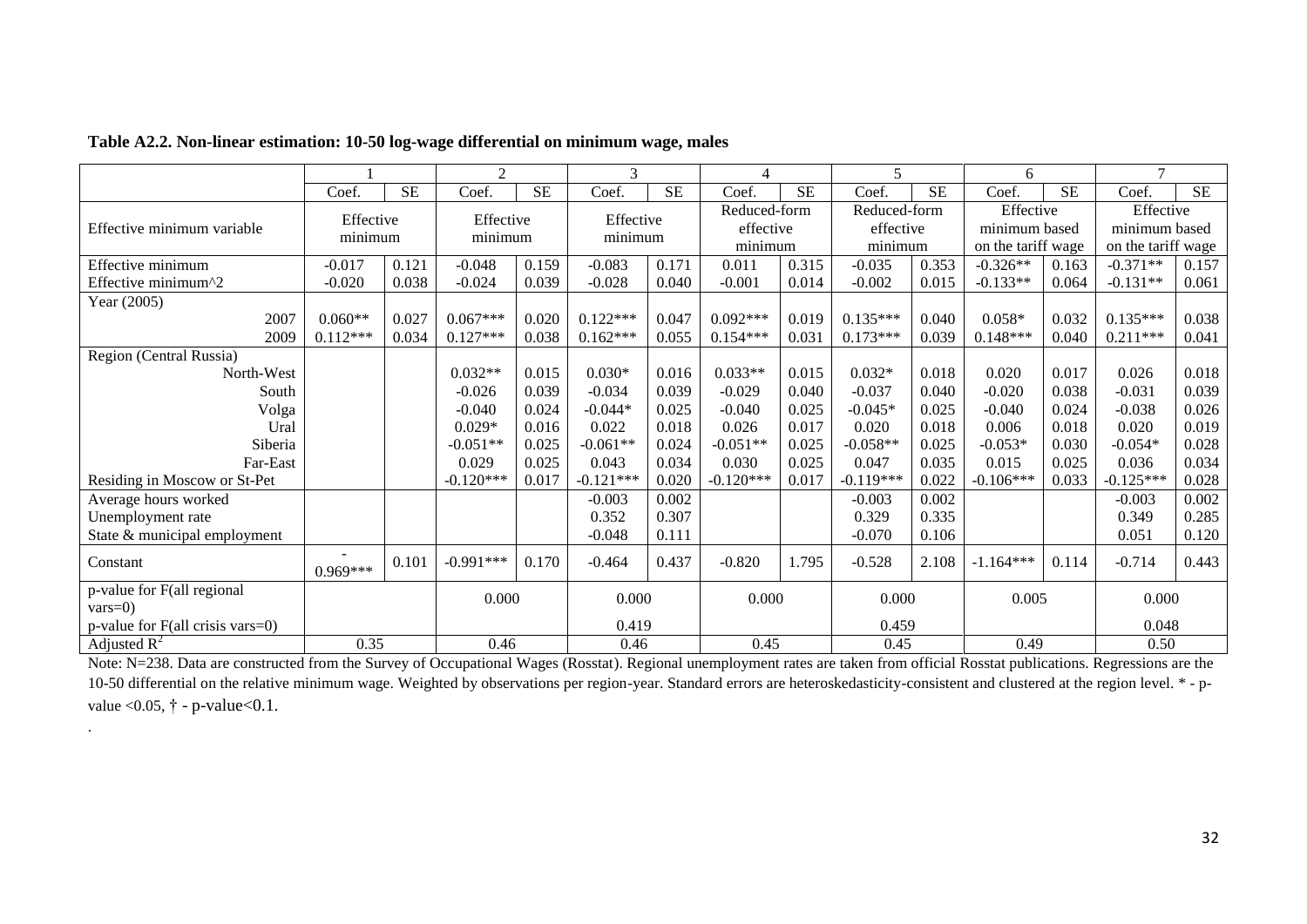**Table A2.2. Non-linear estimation: 10-50 log-wage differential on minimum wage, males**

| | 1 | | 2 | | 3 | | 4 | | 5 | | 6 | | 7 | |
|---|---|---|---|---|---|---|---|---|---|---|---|---|---|---|
| | Coef. | SE | Coef. | SE | Coef. | SE | Coef. | SE | Coef. | SE | Coef. | SE | Coef. | SE |
| Effective minimum variable | Effective minimum | | Effective minimum | | Effective minimum | | Reduced-form effective minimum | | Reduced-form effective minimum | | Effective minimum based on the tariff wage | | Effective minimum based on the tariff wage | |
| Effective minimum | -0.017 | 0.121 | -0.048 | 0.159 | -0.083 | 0.171 | 0.011 | 0.315 | -0.035 | 0.353 | -0.326** | 0.163 | -0.371** | 0.157 |
| Effective minimum^2 | -0.020 | 0.038 | -0.024 | 0.039 | -0.028 | 0.040 | -0.001 | 0.014 | -0.002 | 0.015 | -0.133** | 0.064 | -0.131** | 0.061 |
| Year (2005) | | | | | | | | | | | | | | |
| 2007 | 0.060** | 0.027 | 0.067*** | 0.020 | 0.122*** | 0.047 | 0.092*** | 0.019 | 0.135*** | 0.040 | 0.058* | 0.032 | 0.135*** | 0.038 |
| 2009 | 0.112*** | 0.034 | 0.127*** | 0.038 | 0.162*** | 0.055 | 0.154*** | 0.031 | 0.173*** | 0.039 | 0.148*** | 0.040 | 0.211*** | 0.041 |
| Region (Central Russia) | | | | | | | | | | | | | | |
| North-West | | | 0.032** | 0.015 | 0.030* | 0.016 | 0.033** | 0.015 | 0.032* | 0.018 | 0.020 | 0.017 | 0.026 | 0.018 |
| South | | | -0.026 | 0.039 | -0.034 | 0.039 | -0.029 | 0.040 | -0.037 | 0.040 | -0.020 | 0.038 | -0.031 | 0.039 |
| Volga | | | -0.040 | 0.024 | -0.044* | 0.025 | -0.040 | 0.025 | -0.045* | 0.025 | -0.040 | 0.024 | -0.038 | 0.026 |
| Ural | | | 0.029* | 0.016 | 0.022 | 0.018 | 0.026 | 0.017 | 0.020 | 0.018 | 0.006 | 0.018 | 0.020 | 0.019 |
| Siberia | | | -0.051** | 0.025 | -0.061** | 0.024 | -0.051** | 0.025 | -0.058** | 0.025 | -0.053* | 0.030 | -0.054* | 0.028 |
| Far-East | | | 0.029 | 0.025 | 0.043 | 0.034 | 0.030 | 0.025 | 0.047 | 0.035 | 0.015 | 0.025 | 0.036 | 0.034 |
| Residing in Moscow or St-Pet | | | -0.120*** | 0.017 | -0.121*** | 0.020 | -0.120*** | 0.017 | -0.119*** | 0.022 | -0.106*** | 0.033 | -0.125*** | 0.028 |
| Average hours worked | | | | | -0.003 | 0.002 | | | -0.003 | 0.002 | | | -0.003 | 0.002 |
| Unemployment rate | | | | | 0.352 | 0.307 | | | 0.329 | 0.335 | | | 0.349 | 0.285 |
| State & municipal employment | | | | | -0.048 | 0.111 | | | -0.070 | 0.106 | | | 0.051 | 0.120 |
| Constant | -0.969*** | 0.101 | -0.991*** | 0.170 | -0.464 | 0.437 | -0.820 | 1.795 | -0.528 | 2.108 | -1.164*** | 0.114 | -0.714 | 0.443 |
| p-value for F(all regional vars=0) | | | 0.000 | | 0.000 | | 0.000 | | 0.000 | | 0.005 | | 0.000 | |
| p-value for F(all crisis vars=0) | | | | | 0.419 | | | | 0.459 | | | | 0.048 | |
| Adjusted $R^2$ | 0.35 | | 0.46 | | 0.46 | | 0.45 | | 0.45 | | 0.49 | | 0.50 | |

Note: N=238. Data are constructed from the Survey of Occupational Wages (Rosstat). Regional unemployment rates are taken from official Rosstat publications. Regressions are the 10-50 differential on the relative minimum wage. Weighted by observations per region-year. Standard errors are heteroskedasticity-consistent and clustered at the region level. * - p-value <0.05, † - p-value<0.1.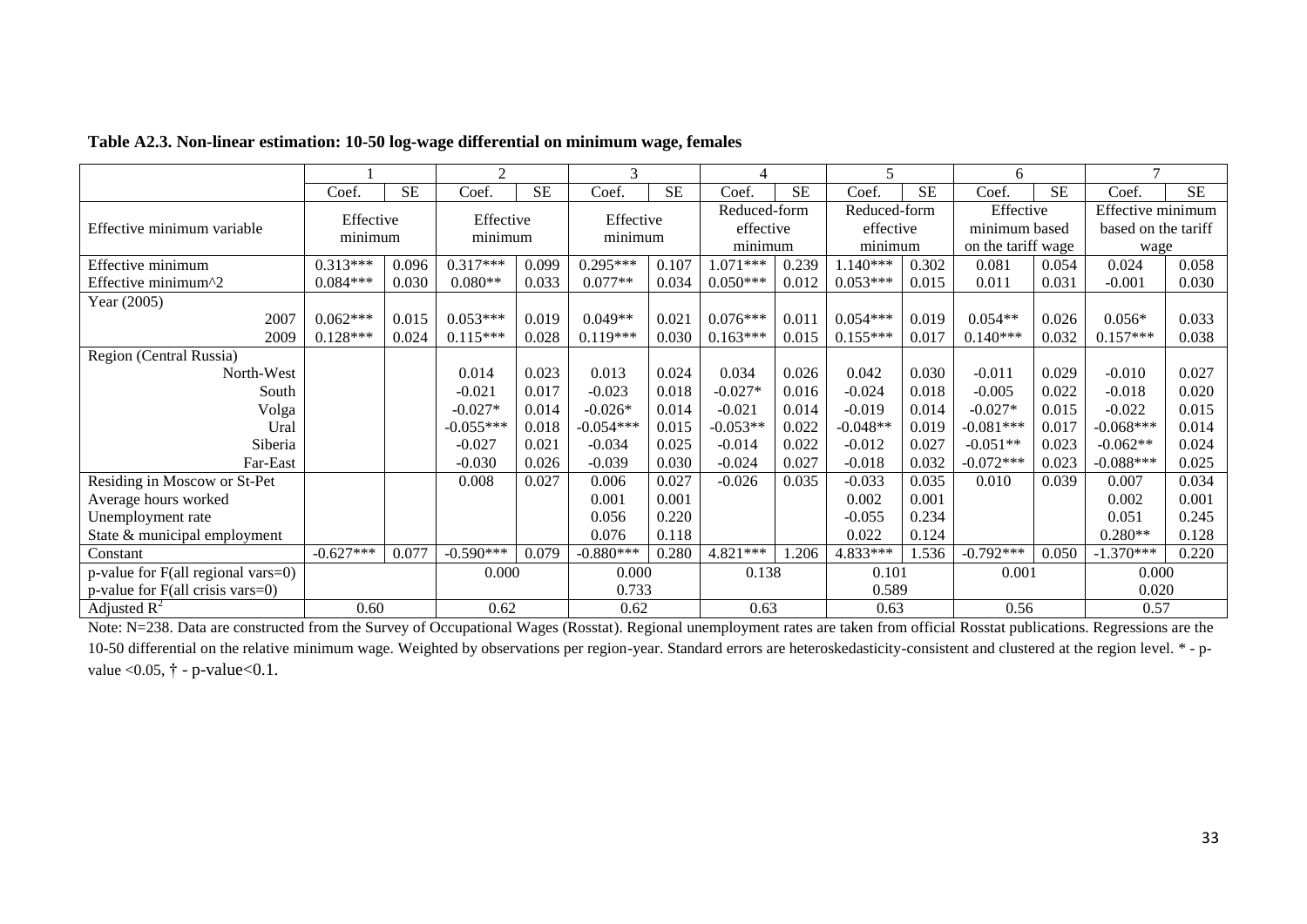**Table A2.3. Non-linear estimation: 10-50 log-wage differential on minimum wage, females**

| | 1 | | 2 | | 3 | | 4 | | 5 | | 6 | | 7 | |
|---|---|---|---|---|---|---|---|---|---|---|---|---|---|---|
| | Coef. | SE | Coef. | SE | Coef. | SE | Coef. | SE | Coef. | SE | Coef. | SE | Coef. | SE |
| Effective minimum variable | Effective minimum | | Effective minimum | | Effective minimum | | Reduced-form effective minimum | | Reduced-form effective minimum | | Effective minimum based on the tariff wage | | Effective minimum based on the tariff wage | |
| Effective minimum | 0.313*** | 0.096 | 0.317*** | 0.099 | 0.295*** | 0.107 | 1.071*** | 0.239 | 1.140*** | 0.302 | 0.081 | 0.054 | 0.024 | 0.058 |
| Effective minimum^2 | 0.084*** | 0.030 | 0.080** | 0.033 | 0.077** | 0.034 | 0.050*** | 0.012 | 0.053*** | 0.015 | 0.011 | 0.031 | -0.001 | 0.030 |
| Year (2005) | | | | | | | | | | | | | | |
| 2007 | 0.062*** | 0.015 | 0.053*** | 0.019 | 0.049** | 0.021 | 0.076*** | 0.011 | 0.054*** | 0.019 | 0.054** | 0.026 | 0.056* | 0.033 |
| 2009 | 0.128*** | 0.024 | 0.115*** | 0.028 | 0.119*** | 0.030 | 0.163*** | 0.015 | 0.155*** | 0.017 | 0.140*** | 0.032 | 0.157*** | 0.038 |
| Region (Central Russia) | | | | | | | | | | | | | | |
| North-West | | | 0.014 | 0.023 | 0.013 | 0.024 | 0.034 | 0.026 | 0.042 | 0.030 | -0.011 | 0.029 | -0.010 | 0.027 |
| South | | | -0.021 | 0.017 | -0.023 | 0.018 | -0.027* | 0.016 | -0.024 | 0.018 | -0.005 | 0.022 | -0.018 | 0.020 |
| Volga | | | -0.027* | 0.014 | -0.026* | 0.014 | -0.021 | 0.014 | -0.019 | 0.014 | -0.027* | 0.015 | -0.022 | 0.015 |
| Ural | | | -0.055*** | 0.018 | -0.054*** | 0.015 | -0.053** | 0.022 | -0.048** | 0.019 | -0.081*** | 0.017 | -0.068*** | 0.014 |
| Siberia | | | -0.027 | 0.021 | -0.034 | 0.025 | -0.014 | 0.022 | -0.012 | 0.027 | -0.051** | 0.023 | -0.062** | 0.024 |
| Far-East | | | -0.030 | 0.026 | -0.039 | 0.030 | -0.024 | 0.027 | -0.018 | 0.032 | -0.072*** | 0.023 | -0.088*** | 0.025 |
| Residing in Moscow or St-Pet | | | 0.008 | 0.027 | 0.006 | 0.027 | -0.026 | 0.035 | -0.033 | 0.035 | 0.010 | 0.039 | 0.007 | 0.034 |
| Average hours worked | | | | | 0.001 | 0.001 | | | 0.002 | 0.001 | | | 0.002 | 0.001 |
| Unemployment rate | | | | | 0.056 | 0.220 | | | -0.055 | 0.234 | | | 0.051 | 0.245 |
| State & municipal employment | | | | | 0.076 | 0.118 | | | 0.022 | 0.124 | | | 0.280** | 0.128 |
| Constant | -0.627*** | 0.077 | -0.590*** | 0.079 | -0.880*** | 0.280 | 4.821*** | 1.206 | 4.833*** | 1.536 | -0.792*** | 0.050 | -1.370*** | 0.220 |
| p-value for F(all regional vars=0) | | | 0.000 | | 0.000 | | 0.138 | | 0.101 | | 0.001 | | 0.000 | |
| p-value for F(all crisis vars=0) | | | | | 0.733 | | | | 0.589 | | | | 0.020 | |
| Adjusted $R^2$ | 0.60 | | 0.62 | | 0.62 | | 0.63 | | 0.63 | | 0.56 | | 0.57 | |

Note: N=238. Data are constructed from the Survey of Occupational Wages (Rosstat). Regional unemployment rates are taken from official Rosstat publications. Regressions are the 10-50 differential on the relative minimum wage. Weighted by observations per region-year. Standard errors are heteroskedasticity-consistent and clustered at the region level. * - p-value <0.05, † - p-value<0.1.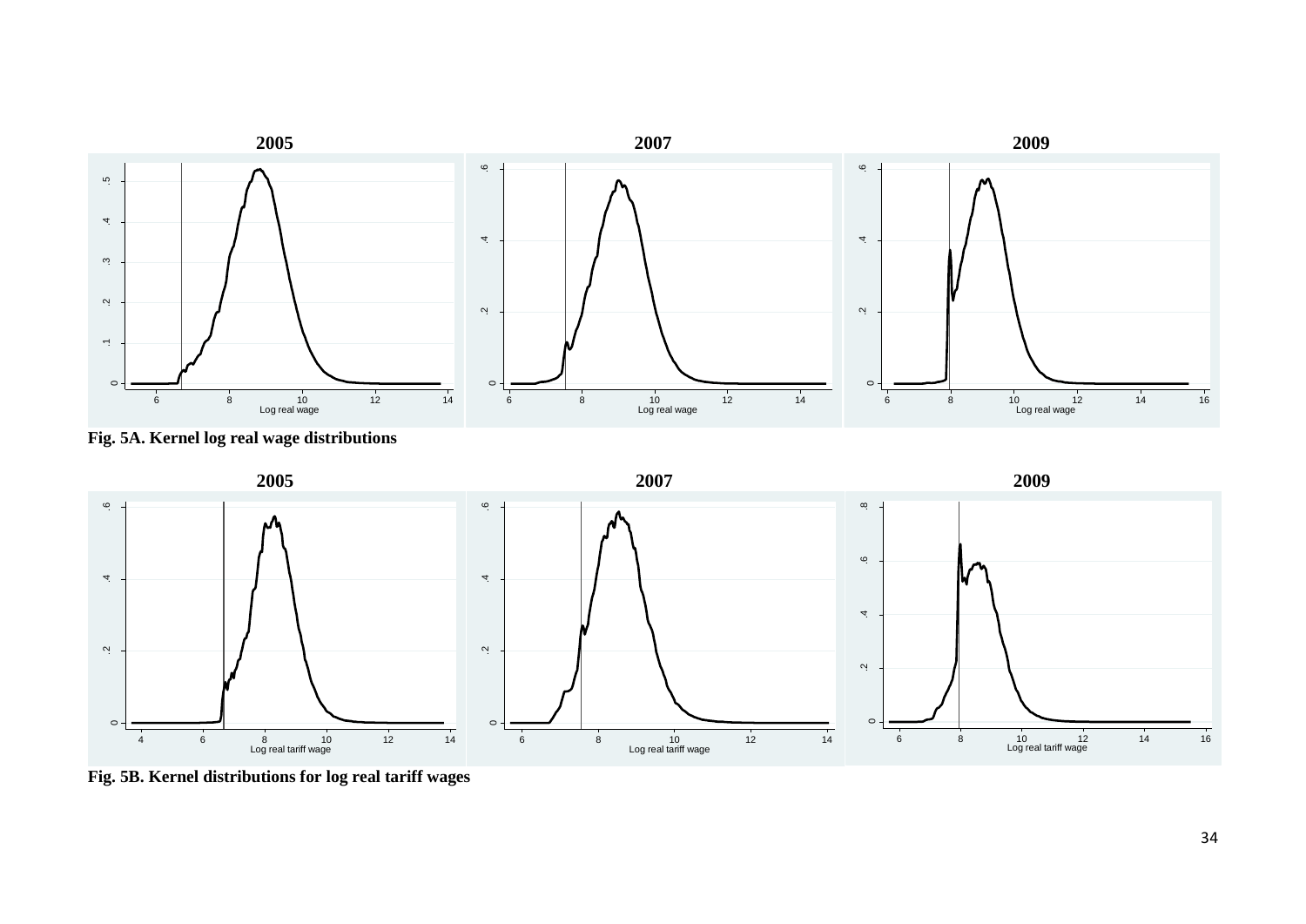2005

.5
.4
.3
.2
.1
0

6 8 10 12 14

Log real wage

2007

.6
.4
.2
0

6 8 10 12 14

Log real wage

2009

.6
.4
.2
0

6 8 10 12 14 16

Log real wage

**Fig. 5A. Kernel log real wage distributions**

2005

.6
.4
.2
0

4 6 8 10 12 14

Log real tariff wage

2007

.6
.4
.2
0

6 8 10 12 14

Log real tariff wage

2009

.8
.6
.4
.2
0

6 8 10 12 14 16

Log real tariff wage

**Fig. 5B. Kernel distributions for log real tariff wages**